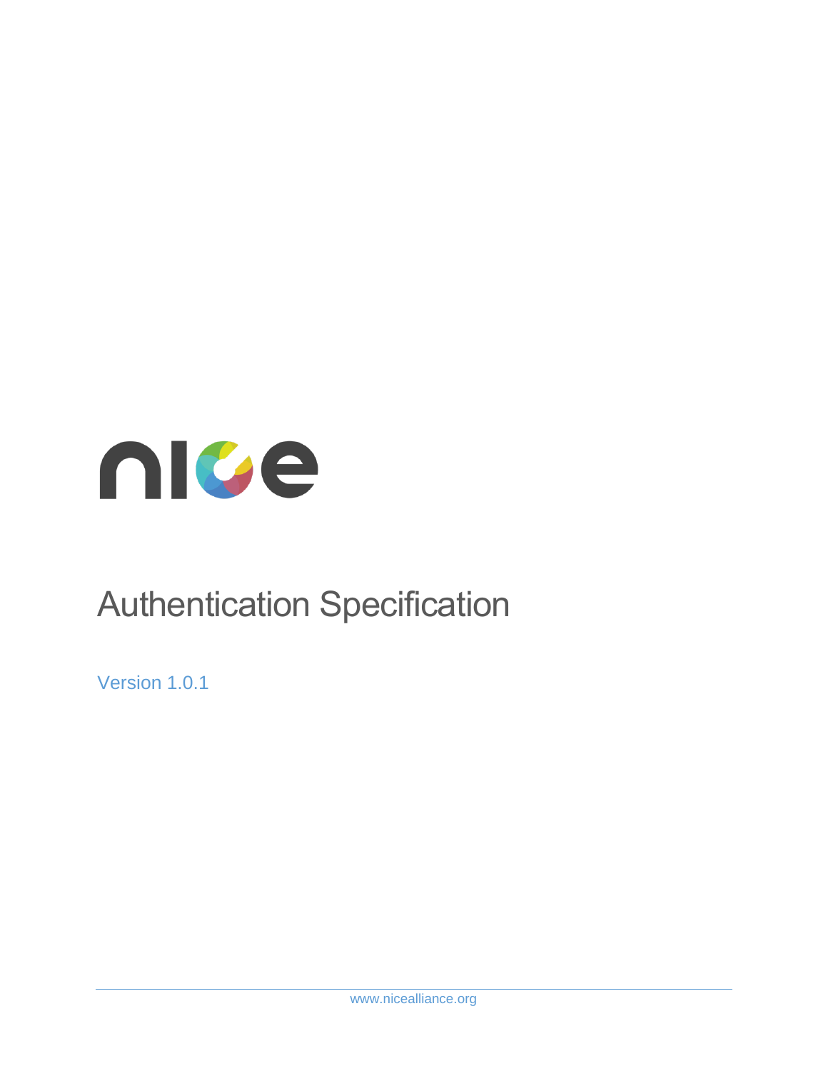# nice

# Authentication Specification

Version 1.0.1

www.nicealliance.org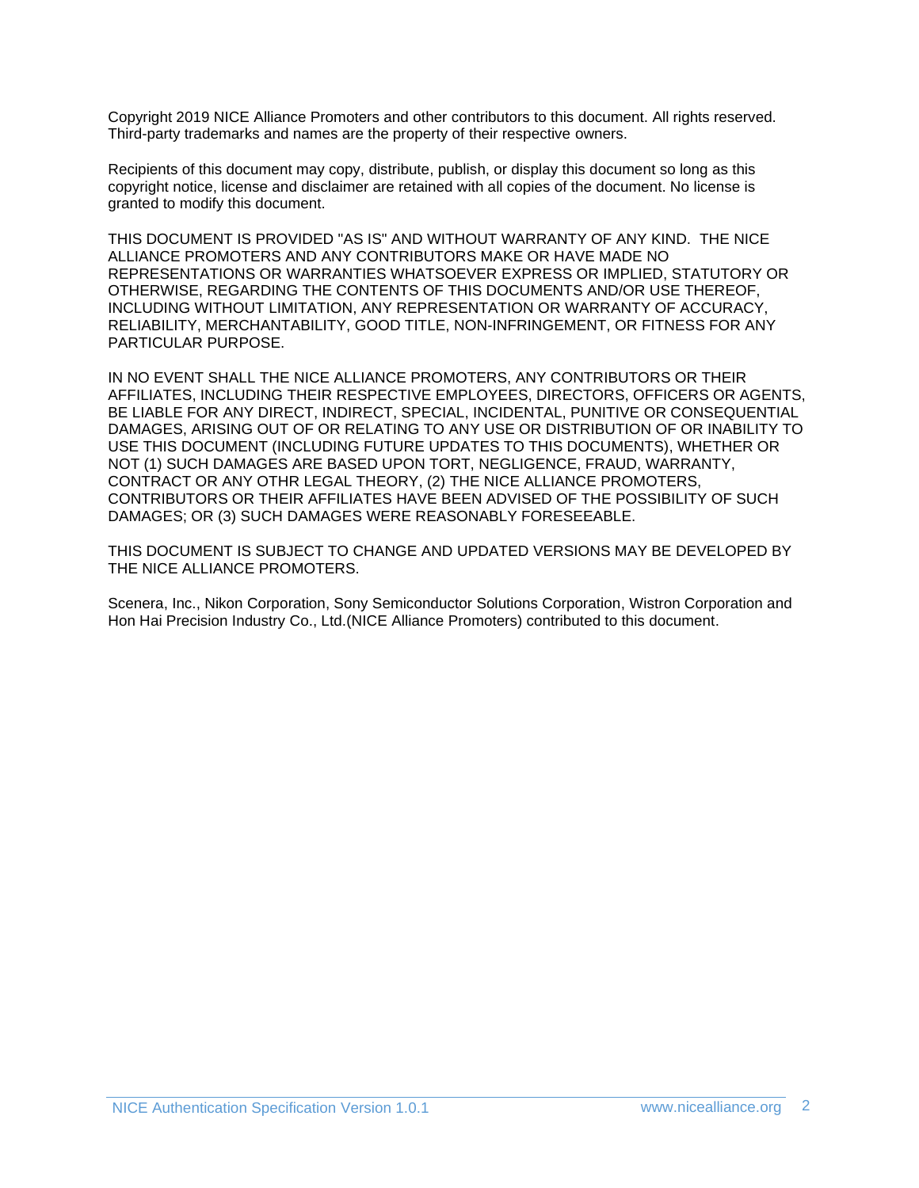Copyright 2019 NICE Alliance Promoters and other contributors to this document. All rights reserved. Third-party trademarks and names are the property of their respective owners.

Recipients of this document may copy, distribute, publish, or display this document so long as this copyright notice, license and disclaimer are retained with all copies of the document. No license is granted to modify this document.

THIS DOCUMENT IS PROVIDED "AS IS" AND WITHOUT WARRANTY OF ANY KIND. THE NICE ALLIANCE PROMOTERS AND ANY CONTRIBUTORS MAKE OR HAVE MADE NO REPRESENTATIONS OR WARRANTIES WHATSOEVER EXPRESS OR IMPLIED, STATUTORY OR OTHERWISE, REGARDING THE CONTENTS OF THIS DOCUMENTS AND/OR USE THEREOF, INCLUDING WITHOUT LIMITATION, ANY REPRESENTATION OR WARRANTY OF ACCURACY, RELIABILITY, MERCHANTABILITY, GOOD TITLE, NON-INFRINGEMENT, OR FITNESS FOR ANY PARTICULAR PURPOSE.

IN NO EVENT SHALL THE NICE ALLIANCE PROMOTERS, ANY CONTRIBUTORS OR THEIR AFFILIATES, INCLUDING THEIR RESPECTIVE EMPLOYEES, DIRECTORS, OFFICERS OR AGENTS, BE LIABLE FOR ANY DIRECT, INDIRECT, SPECIAL, INCIDENTAL, PUNITIVE OR CONSEQUENTIAL DAMAGES, ARISING OUT OF OR RELATING TO ANY USE OR DISTRIBUTION OF OR INABILITY TO USE THIS DOCUMENT (INCLUDING FUTURE UPDATES TO THIS DOCUMENTS), WHETHER OR NOT (1) SUCH DAMAGES ARE BASED UPON TORT, NEGLIGENCE, FRAUD, WARRANTY, CONTRACT OR ANY OTHR LEGAL THEORY, (2) THE NICE ALLIANCE PROMOTERS, CONTRIBUTORS OR THEIR AFFILIATES HAVE BEEN ADVISED OF THE POSSIBILITY OF SUCH DAMAGES; OR (3) SUCH DAMAGES WERE REASONABLY FORESEEABLE.

THIS DOCUMENT IS SUBJECT TO CHANGE AND UPDATED VERSIONS MAY BE DEVELOPED BY THE NICE ALLIANCE PROMOTERS.

Scenera, Inc., Nikon Corporation, Sony Semiconductor Solutions Corporation, Wistron Corporation and Hon Hai Precision Industry Co., Ltd.(NICE Alliance Promoters) contributed to this document.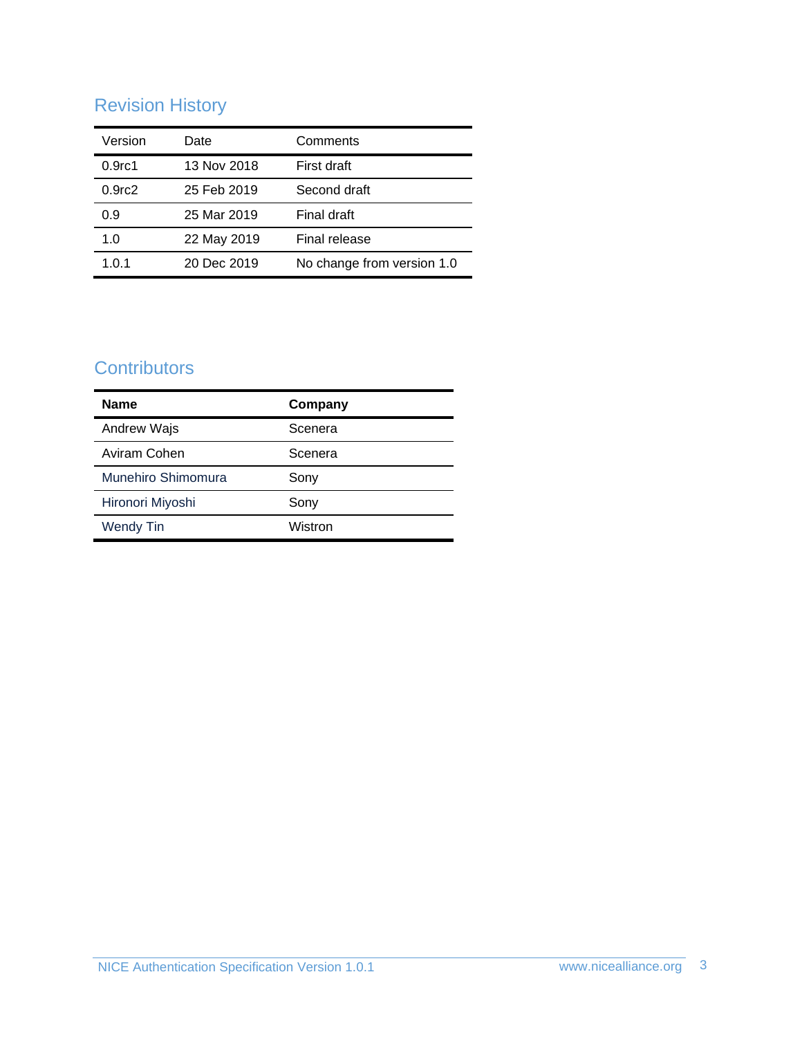## Revision History

| Version | Date | Comments |
|---|---|---|
| 0.9rc1 | 13 Nov 2018 | First draft |
| 0.9rc2 | 25 Feb 2019 | Second draft |
| 0.9 | 25 Mar 2019 | Final draft |
| 1.0 | 22 May 2019 | Final release |
| 1.0.1 | 20 Dec 2019 | No change from version 1.0 |

## Contributors

| Name | Company |
|---|---|
| Andrew Wajs | Scenera |
| Aviram Cohen | Scenera |
| Munehiro Shimomura | Sony |
| Hironori Miyoshi | Sony |
| Wendy Tin | Wistron |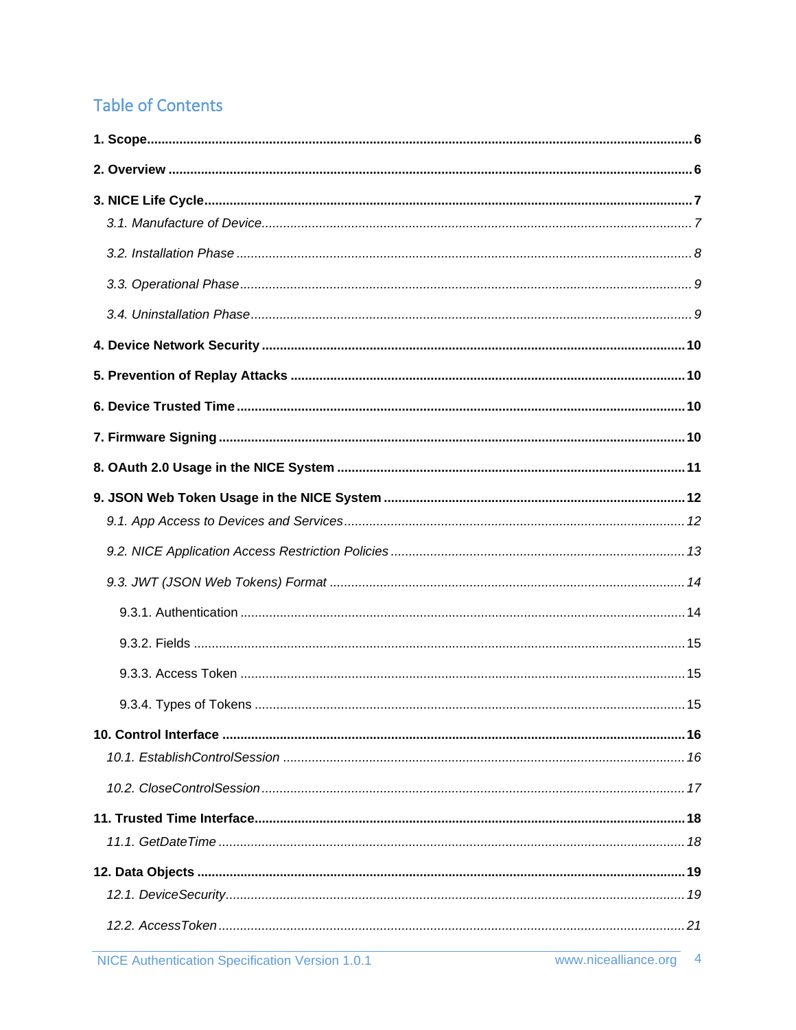## Table of Contents

**1. Scope** ..... **6**

**2. Overview** ..... **6**

**3. NICE Life Cycle** ..... **7**

*3.1. Manufacture of Device* ..... *7*

*3.2. Installation Phase* ..... *8*

*3.3. Operational Phase* ..... *9*

*3.4. Uninstallation Phase* ..... *9*

**4. Device Network Security** ..... **10**

**5. Prevention of Replay Attacks** ..... **10**

**6. Device Trusted Time** ..... **10**

**7. Firmware Signing** ..... **10**

**8. OAuth 2.0 Usage in the NICE System** ..... **11**

**9. JSON Web Token Usage in the NICE System** ..... **12**

*9.1. App Access to Devices and Services* ..... *12*

*9.2. NICE Application Access Restriction Policies* ..... *13*

*9.3. JWT (JSON Web Tokens) Format* ..... *14*

9.3.1. Authentication ..... 14

9.3.2. Fields ..... 15

9.3.3. Access Token ..... 15

9.3.4. Types of Tokens ..... 15

**10. Control Interface** ..... **16**

*10.1. EstablishControlSession* ..... *16*

*10.2. CloseControlSession* ..... *17*

**11. Trusted Time Interface** ..... **18**

*11.1. GetDateTime* ..... *18*

**12. Data Objects** ..... **19**

*12.1. DeviceSecurity* ..... *19*

*12.2. AccessToken* ..... *21*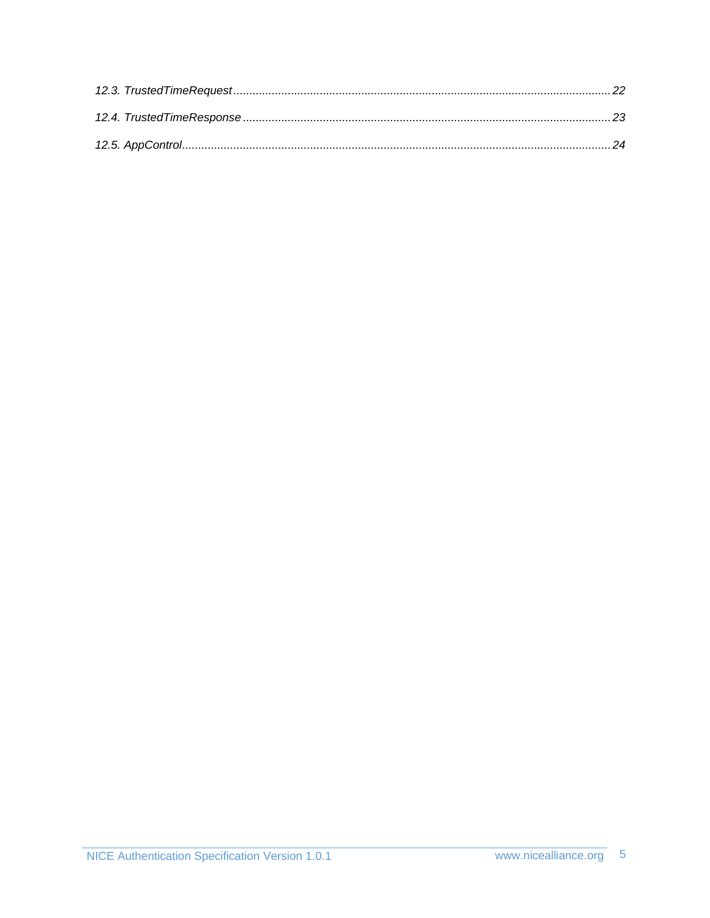*12.3. TrustedTimeRequest .................................................................................................................... 22*

*12.4. TrustedTimeResponse .................................................................................................................. 23*

*12.5. AppControl .................................................................................................................................... 24*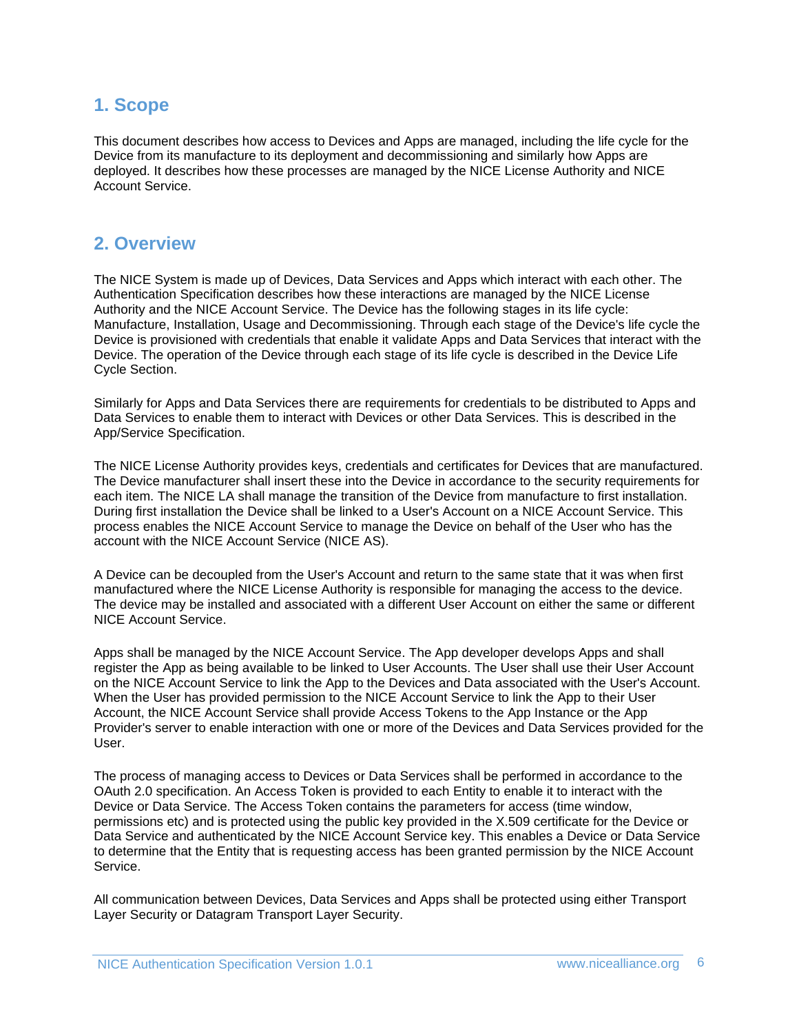# 1. Scope

This document describes how access to Devices and Apps are managed, including the life cycle for the Device from its manufacture to its deployment and decommissioning and similarly how Apps are deployed. It describes how these processes are managed by the NICE License Authority and NICE Account Service.

# 2. Overview

The NICE System is made up of Devices, Data Services and Apps which interact with each other. The Authentication Specification describes how these interactions are managed by the NICE License Authority and the NICE Account Service. The Device has the following stages in its life cycle: Manufacture, Installation, Usage and Decommissioning. Through each stage of the Device's life cycle the Device is provisioned with credentials that enable it validate Apps and Data Services that interact with the Device. The operation of the Device through each stage of its life cycle is described in the Device Life Cycle Section.

Similarly for Apps and Data Services there are requirements for credentials to be distributed to Apps and Data Services to enable them to interact with Devices or other Data Services. This is described in the App/Service Specification.

The NICE License Authority provides keys, credentials and certificates for Devices that are manufactured. The Device manufacturer shall insert these into the Device in accordance to the security requirements for each item. The NICE LA shall manage the transition of the Device from manufacture to first installation. During first installation the Device shall be linked to a User's Account on a NICE Account Service. This process enables the NICE Account Service to manage the Device on behalf of the User who has the account with the NICE Account Service (NICE AS).

A Device can be decoupled from the User's Account and return to the same state that it was when first manufactured where the NICE License Authority is responsible for managing the access to the device. The device may be installed and associated with a different User Account on either the same or different NICE Account Service.

Apps shall be managed by the NICE Account Service. The App developer develops Apps and shall register the App as being available to be linked to User Accounts. The User shall use their User Account on the NICE Account Service to link the App to the Devices and Data associated with the User's Account. When the User has provided permission to the NICE Account Service to link the App to their User Account, the NICE Account Service shall provide Access Tokens to the App Instance or the App Provider's server to enable interaction with one or more of the Devices and Data Services provided for the User.

The process of managing access to Devices or Data Services shall be performed in accordance to the OAuth 2.0 specification. An Access Token is provided to each Entity to enable it to interact with the Device or Data Service. The Access Token contains the parameters for access (time window, permissions etc) and is protected using the public key provided in the X.509 certificate for the Device or Data Service and authenticated by the NICE Account Service key. This enables a Device or Data Service to determine that the Entity that is requesting access has been granted permission by the NICE Account Service.

All communication between Devices, Data Services and Apps shall be protected using either Transport Layer Security or Datagram Transport Layer Security.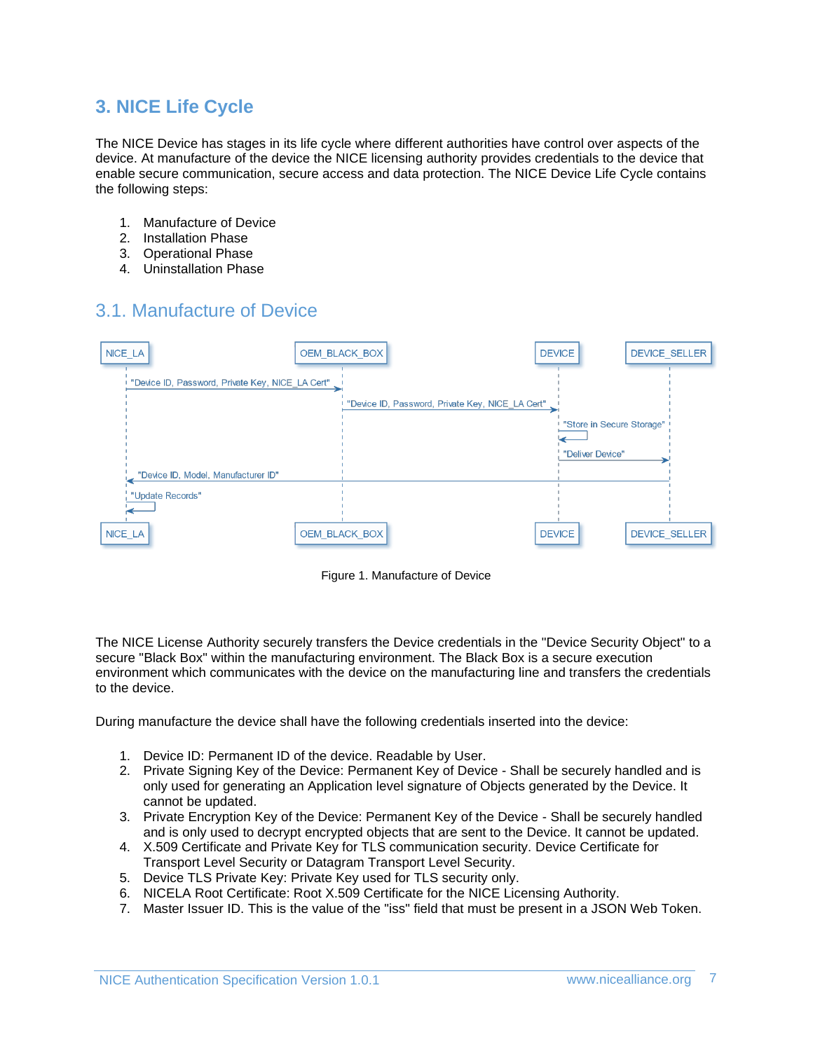# 3. NICE Life Cycle

The NICE Device has stages in its life cycle where different authorities have control over aspects of the device. At manufacture of the device the NICE licensing authority provides credentials to the device that enable secure communication, secure access and data protection. The NICE Device Life Cycle contains the following steps:

1. Manufacture of Device
2. Installation Phase
3. Operational Phase
4. Uninstallation Phase

## 3.1. Manufacture of Device

Figure 1. Manufacture of Device

The NICE License Authority securely transfers the Device credentials in the "Device Security Object" to a secure "Black Box" within the manufacturing environment. The Black Box is a secure execution environment which communicates with the device on the manufacturing line and transfers the credentials to the device.

During manufacture the device shall have the following credentials inserted into the device:

1. Device ID: Permanent ID of the device. Readable by User.
2. Private Signing Key of the Device: Permanent Key of Device - Shall be securely handled and is only used for generating an Application level signature of Objects generated by the Device. It cannot be updated.
3. Private Encryption Key of the Device: Permanent Key of the Device - Shall be securely handled and is only used to decrypt encrypted objects that are sent to the Device. It cannot be updated.
4. X.509 Certificate and Private Key for TLS communication security. Device Certificate for Transport Level Security or Datagram Transport Level Security.
5. Device TLS Private Key: Private Key used for TLS security only.
6. NICELA Root Certificate: Root X.509 Certificate for the NICE Licensing Authority.
7. Master Issuer ID. This is the value of the "iss" field that must be present in a JSON Web Token.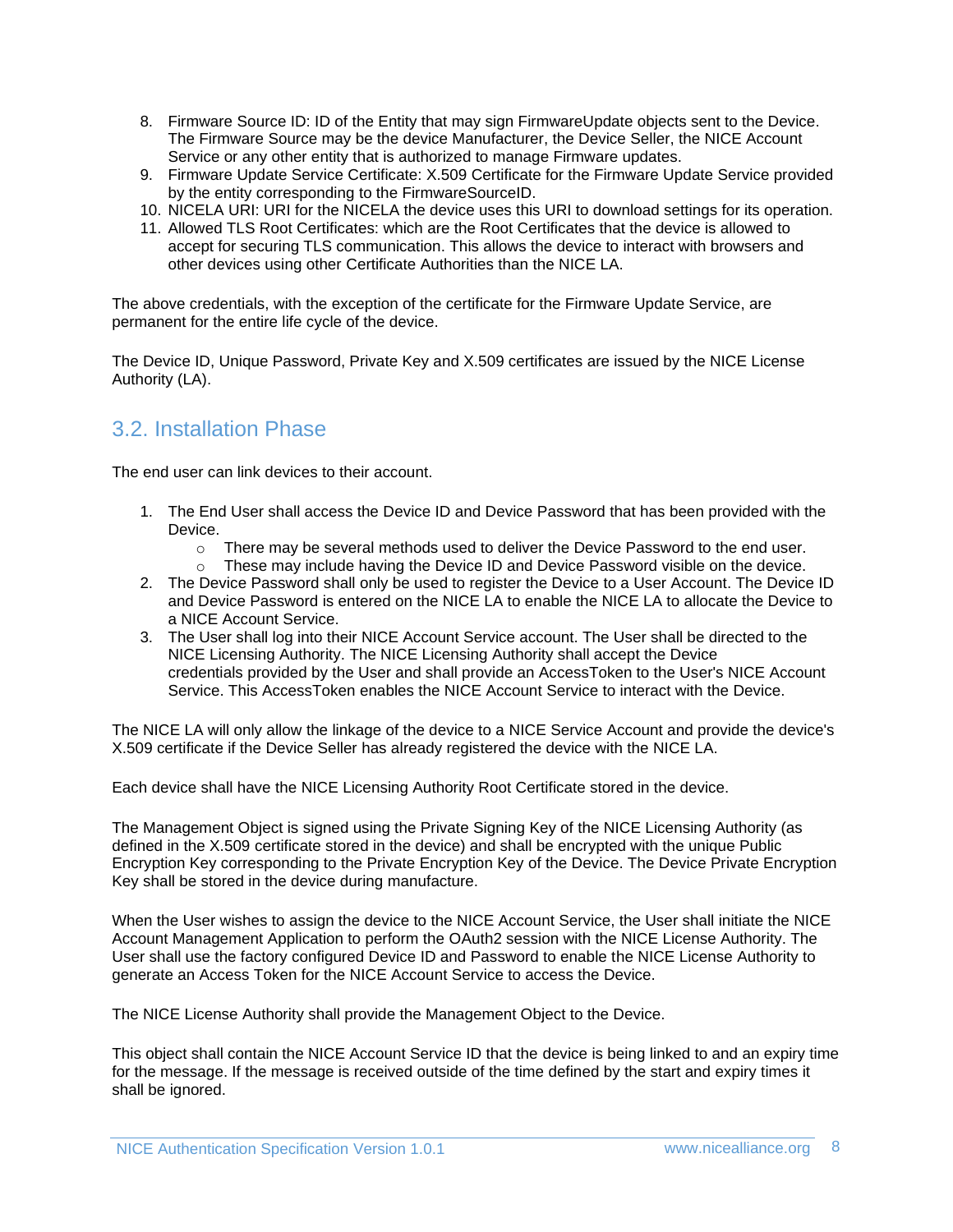8. Firmware Source ID: ID of the Entity that may sign FirmwareUpdate objects sent to the Device. The Firmware Source may be the device Manufacturer, the Device Seller, the NICE Account Service or any other entity that is authorized to manage Firmware updates.
9. Firmware Update Service Certificate: X.509 Certificate for the Firmware Update Service provided by the entity corresponding to the FirmwareSourceID.
10. NICELA URI: URI for the NICELA the device uses this URI to download settings for its operation.
11. Allowed TLS Root Certificates: which are the Root Certificates that the device is allowed to accept for securing TLS communication. This allows the device to interact with browsers and other devices using other Certificate Authorities than the NICE LA.

The above credentials, with the exception of the certificate for the Firmware Update Service, are permanent for the entire life cycle of the device.

The Device ID, Unique Password, Private Key and X.509 certificates are issued by the NICE License Authority (LA).

## 3.2. Installation Phase

The end user can link devices to their account.

1. The End User shall access the Device ID and Device Password that has been provided with the Device.
   - There may be several methods used to deliver the Device Password to the end user.
   - These may include having the Device ID and Device Password visible on the device.
2. The Device Password shall only be used to register the Device to a User Account. The Device ID and Device Password is entered on the NICE LA to enable the NICE LA to allocate the Device to a NICE Account Service.
3. The User shall log into their NICE Account Service account. The User shall be directed to the NICE Licensing Authority. The NICE Licensing Authority shall accept the Device credentials provided by the User and shall provide an AccessToken to the User's NICE Account Service. This AccessToken enables the NICE Account Service to interact with the Device.

The NICE LA will only allow the linkage of the device to a NICE Service Account and provide the device's X.509 certificate if the Device Seller has already registered the device with the NICE LA.

Each device shall have the NICE Licensing Authority Root Certificate stored in the device.

The Management Object is signed using the Private Signing Key of the NICE Licensing Authority (as defined in the X.509 certificate stored in the device) and shall be encrypted with the unique Public Encryption Key corresponding to the Private Encryption Key of the Device. The Device Private Encryption Key shall be stored in the device during manufacture.

When the User wishes to assign the device to the NICE Account Service, the User shall initiate the NICE Account Management Application to perform the OAuth2 session with the NICE License Authority. The User shall use the factory configured Device ID and Password to enable the NICE License Authority to generate an Access Token for the NICE Account Service to access the Device.

The NICE License Authority shall provide the Management Object to the Device.

This object shall contain the NICE Account Service ID that the device is being linked to and an expiry time for the message. If the message is received outside of the time defined by the start and expiry times it shall be ignored.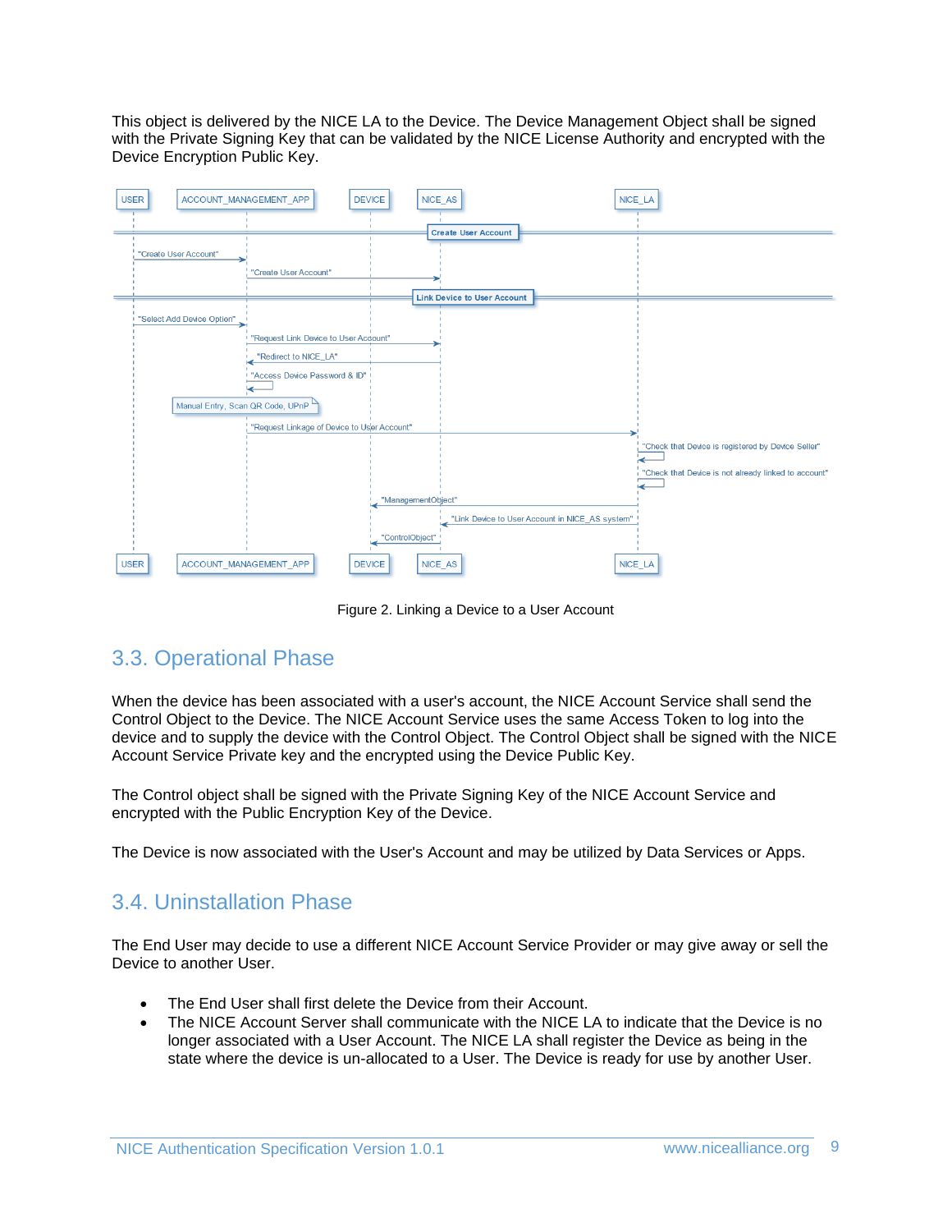This object is delivered by the NICE LA to the Device. The Device Management Object shall be signed with the Private Signing Key that can be validated by the NICE License Authority and encrypted with the Device Encryption Public Key.

Figure 2. Linking a Device to a User Account

## 3.3. Operational Phase

When the device has been associated with a user's account, the NICE Account Service shall send the Control Object to the Device. The NICE Account Service uses the same Access Token to log into the device and to supply the device with the Control Object. The Control Object shall be signed with the NICE Account Service Private key and the encrypted using the Device Public Key.

The Control object shall be signed with the Private Signing Key of the NICE Account Service and encrypted with the Public Encryption Key of the Device.

The Device is now associated with the User's Account and may be utilized by Data Services or Apps.

## 3.4. Uninstallation Phase

The End User may decide to use a different NICE Account Service Provider or may give away or sell the Device to another User.

- The End User shall first delete the Device from their Account.
- The NICE Account Server shall communicate with the NICE LA to indicate that the Device is no longer associated with a User Account. The NICE LA shall register the Device as being in the state where the device is un-allocated to a User. The Device is ready for use by another User.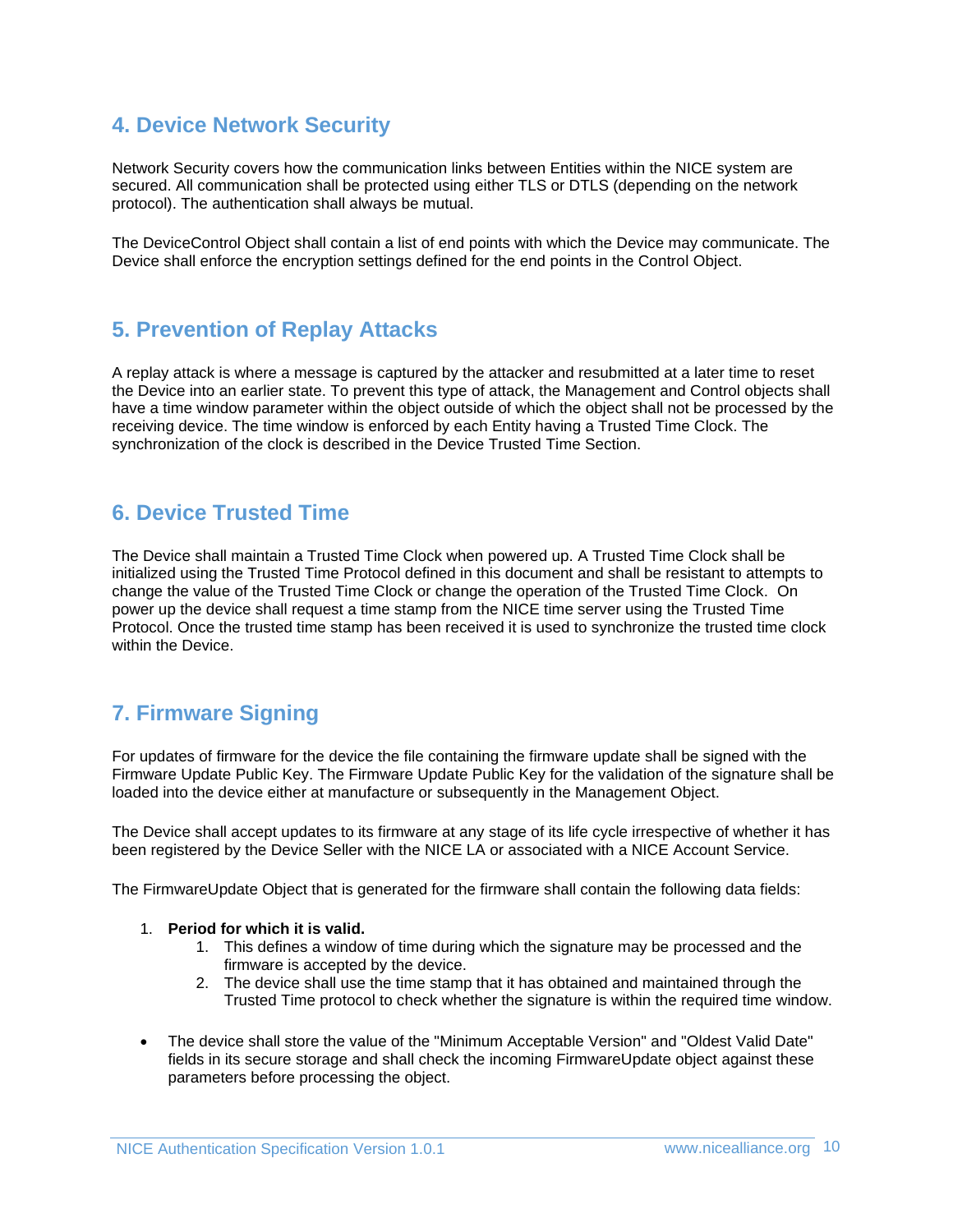## 4. Device Network Security

Network Security covers how the communication links between Entities within the NICE system are secured. All communication shall be protected using either TLS or DTLS (depending on the network protocol). The authentication shall always be mutual.

The DeviceControl Object shall contain a list of end points with which the Device may communicate. The Device shall enforce the encryption settings defined for the end points in the Control Object.

## 5. Prevention of Replay Attacks

A replay attack is where a message is captured by the attacker and resubmitted at a later time to reset the Device into an earlier state. To prevent this type of attack, the Management and Control objects shall have a time window parameter within the object outside of which the object shall not be processed by the receiving device. The time window is enforced by each Entity having a Trusted Time Clock. The synchronization of the clock is described in the Device Trusted Time Section.

## 6. Device Trusted Time

The Device shall maintain a Trusted Time Clock when powered up. A Trusted Time Clock shall be initialized using the Trusted Time Protocol defined in this document and shall be resistant to attempts to change the value of the Trusted Time Clock or change the operation of the Trusted Time Clock. On power up the device shall request a time stamp from the NICE time server using the Trusted Time Protocol. Once the trusted time stamp has been received it is used to synchronize the trusted time clock within the Device.

## 7. Firmware Signing

For updates of firmware for the device the file containing the firmware update shall be signed with the Firmware Update Public Key. The Firmware Update Public Key for the validation of the signature shall be loaded into the device either at manufacture or subsequently in the Management Object.

The Device shall accept updates to its firmware at any stage of its life cycle irrespective of whether it has been registered by the Device Seller with the NICE LA or associated with a NICE Account Service.

The FirmwareUpdate Object that is generated for the firmware shall contain the following data fields:

1. **Period for which it is valid.**
    1. This defines a window of time during which the signature may be processed and the firmware is accepted by the device.
    2. The device shall use the time stamp that it has obtained and maintained through the Trusted Time protocol to check whether the signature is within the required time window.

- The device shall store the value of the "Minimum Acceptable Version" and "Oldest Valid Date" fields in its secure storage and shall check the incoming FirmwareUpdate object against these parameters before processing the object.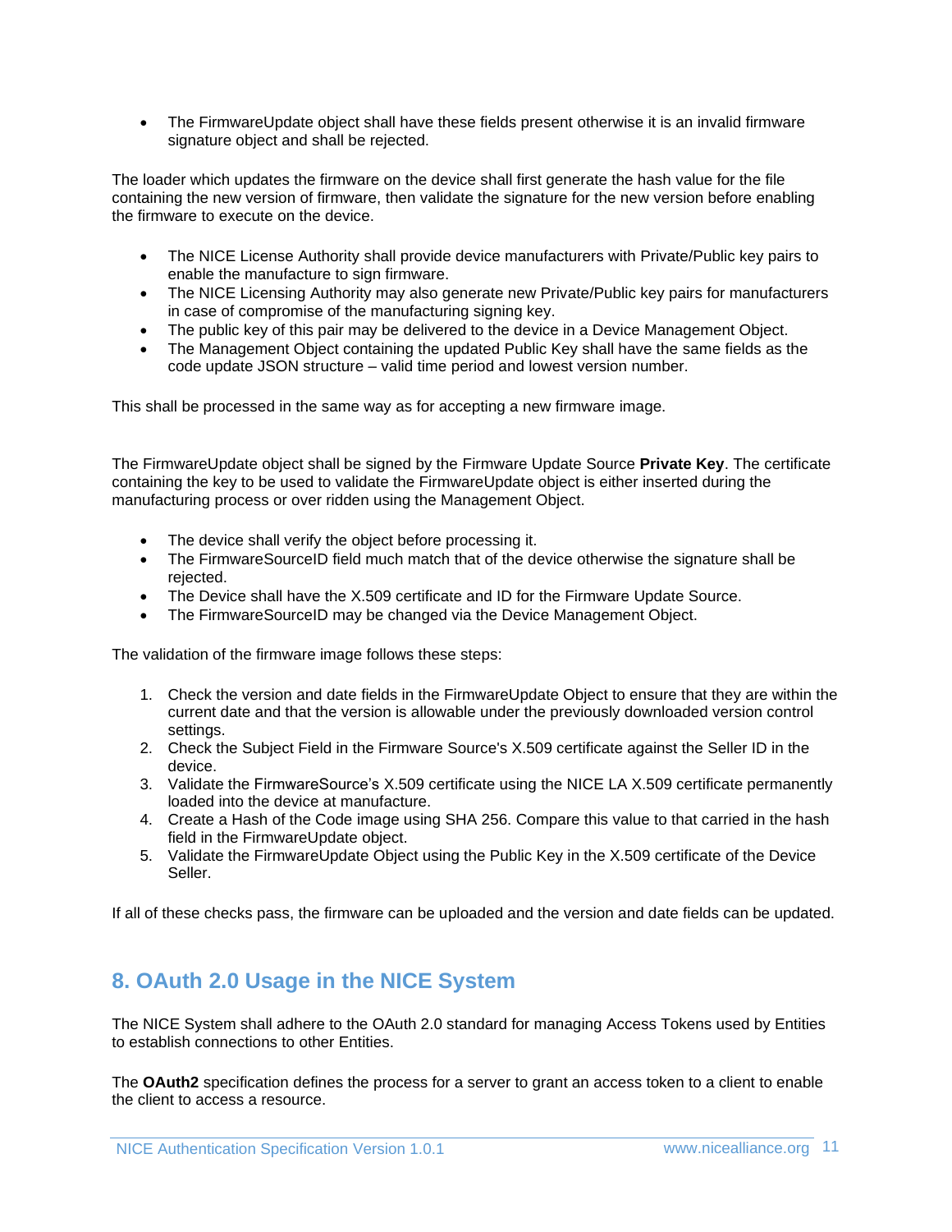- The FirmwareUpdate object shall have these fields present otherwise it is an invalid firmware signature object and shall be rejected.

The loader which updates the firmware on the device shall first generate the hash value for the file containing the new version of firmware, then validate the signature for the new version before enabling the firmware to execute on the device.

- The NICE License Authority shall provide device manufacturers with Private/Public key pairs to enable the manufacture to sign firmware.
- The NICE Licensing Authority may also generate new Private/Public key pairs for manufacturers in case of compromise of the manufacturing signing key.
- The public key of this pair may be delivered to the device in a Device Management Object.
- The Management Object containing the updated Public Key shall have the same fields as the code update JSON structure – valid time period and lowest version number.

This shall be processed in the same way as for accepting a new firmware image.

The FirmwareUpdate object shall be signed by the Firmware Update Source **Private Key**. The certificate containing the key to be used to validate the FirmwareUpdate object is either inserted during the manufacturing process or over ridden using the Management Object.

- The device shall verify the object before processing it.
- The FirmwareSourceID field much match that of the device otherwise the signature shall be rejected.
- The Device shall have the X.509 certificate and ID for the Firmware Update Source.
- The FirmwareSourceID may be changed via the Device Management Object.

The validation of the firmware image follows these steps:

1. Check the version and date fields in the FirmwareUpdate Object to ensure that they are within the current date and that the version is allowable under the previously downloaded version control settings.
2. Check the Subject Field in the Firmware Source's X.509 certificate against the Seller ID in the device.
3. Validate the FirmwareSource's X.509 certificate using the NICE LA X.509 certificate permanently loaded into the device at manufacture.
4. Create a Hash of the Code image using SHA 256. Compare this value to that carried in the hash field in the FirmwareUpdate object.
5. Validate the FirmwareUpdate Object using the Public Key in the X.509 certificate of the Device Seller.

If all of these checks pass, the firmware can be uploaded and the version and date fields can be updated.

## 8. OAuth 2.0 Usage in the NICE System

The NICE System shall adhere to the OAuth 2.0 standard for managing Access Tokens used by Entities to establish connections to other Entities.

The **OAuth2** specification defines the process for a server to grant an access token to a client to enable the client to access a resource.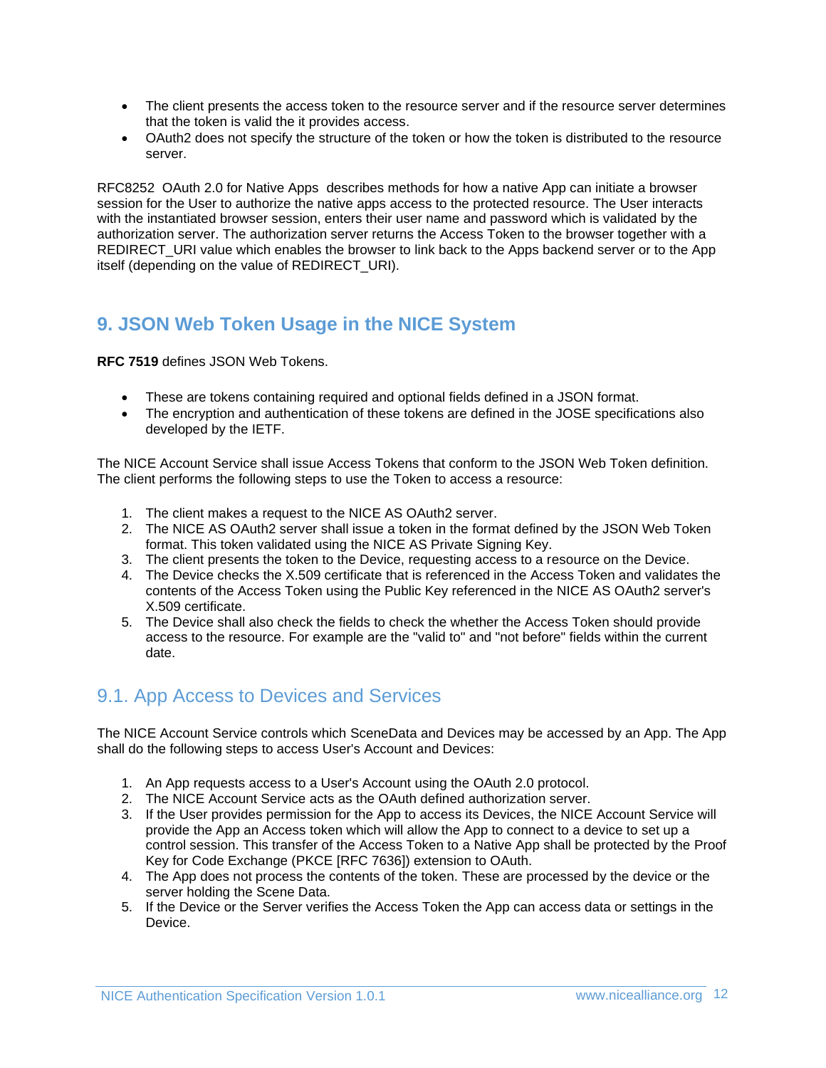- The client presents the access token to the resource server and if the resource server determines that the token is valid the it provides access.
- OAuth2 does not specify the structure of the token or how the token is distributed to the resource server.

RFC8252 OAuth 2.0 for Native Apps describes methods for how a native App can initiate a browser session for the User to authorize the native apps access to the protected resource. The User interacts with the instantiated browser session, enters their user name and password which is validated by the authorization server. The authorization server returns the Access Token to the browser together with a REDIRECT_URI value which enables the browser to link back to the Apps backend server or to the App itself (depending on the value of REDIRECT_URI).

## 9. JSON Web Token Usage in the NICE System

**RFC 7519** defines JSON Web Tokens.

- These are tokens containing required and optional fields defined in a JSON format.
- The encryption and authentication of these tokens are defined in the JOSE specifications also developed by the IETF.

The NICE Account Service shall issue Access Tokens that conform to the JSON Web Token definition. The client performs the following steps to use the Token to access a resource:

1. The client makes a request to the NICE AS OAuth2 server.
2. The NICE AS OAuth2 server shall issue a token in the format defined by the JSON Web Token format. This token validated using the NICE AS Private Signing Key.
3. The client presents the token to the Device, requesting access to a resource on the Device.
4. The Device checks the X.509 certificate that is referenced in the Access Token and validates the contents of the Access Token using the Public Key referenced in the NICE AS OAuth2 server's X.509 certificate.
5. The Device shall also check the fields to check the whether the Access Token should provide access to the resource. For example are the "valid to" and "not before" fields within the current date.

### 9.1. App Access to Devices and Services

The NICE Account Service controls which SceneData and Devices may be accessed by an App. The App shall do the following steps to access User's Account and Devices:

1. An App requests access to a User's Account using the OAuth 2.0 protocol.
2. The NICE Account Service acts as the OAuth defined authorization server.
3. If the User provides permission for the App to access its Devices, the NICE Account Service will provide the App an Access token which will allow the App to connect to a device to set up a control session. This transfer of the Access Token to a Native App shall be protected by the Proof Key for Code Exchange (PKCE [RFC 7636]) extension to OAuth.
4. The App does not process the contents of the token. These are processed by the device or the server holding the Scene Data.
5. If the Device or the Server verifies the Access Token the App can access data or settings in the Device.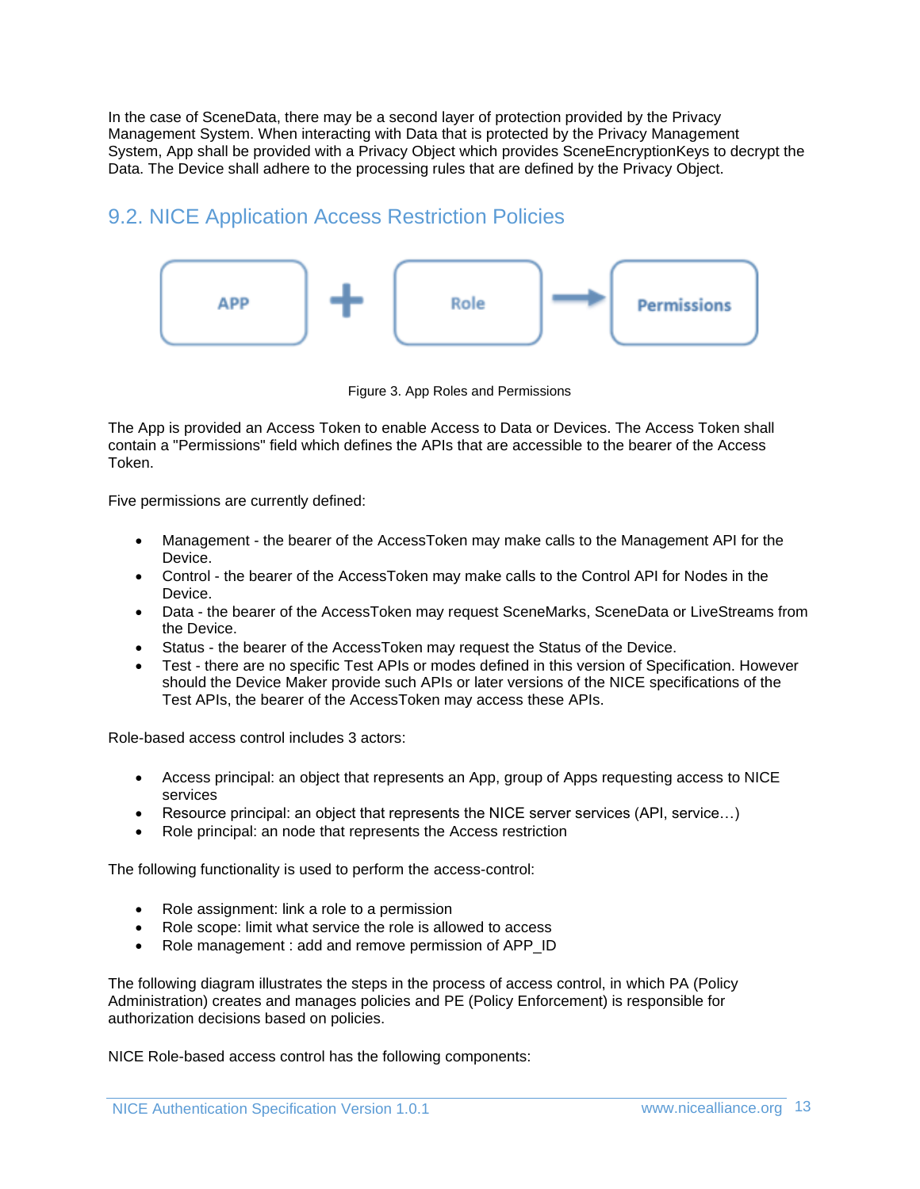In the case of SceneData, there may be a second layer of protection provided by the Privacy Management System. When interacting with Data that is protected by the Privacy Management System, App shall be provided with a Privacy Object which provides SceneEncryptionKeys to decrypt the Data. The Device shall adhere to the processing rules that are defined by the Privacy Object.

## 9.2. NICE Application Access Restriction Policies

Figure 3. App Roles and Permissions

The App is provided an Access Token to enable Access to Data or Devices. The Access Token shall contain a "Permissions" field which defines the APIs that are accessible to the bearer of the Access Token.

Five permissions are currently defined:

- Management - the bearer of the AccessToken may make calls to the Management API for the Device.
- Control - the bearer of the AccessToken may make calls to the Control API for Nodes in the Device.
- Data - the bearer of the AccessToken may request SceneMarks, SceneData or LiveStreams from the Device.
- Status - the bearer of the AccessToken may request the Status of the Device.
- Test - there are no specific Test APIs or modes defined in this version of Specification. However should the Device Maker provide such APIs or later versions of the NICE specifications of the Test APIs, the bearer of the AccessToken may access these APIs.

Role-based access control includes 3 actors:

- Access principal: an object that represents an App, group of Apps requesting access to NICE services
- Resource principal: an object that represents the NICE server services (API, service…)
- Role principal: an node that represents the Access restriction

The following functionality is used to perform the access-control:

- Role assignment: link a role to a permission
- Role scope: limit what service the role is allowed to access
- Role management : add and remove permission of APP_ID

The following diagram illustrates the steps in the process of access control, in which PA (Policy Administration) creates and manages policies and PE (Policy Enforcement) is responsible for authorization decisions based on policies.

NICE Role-based access control has the following components: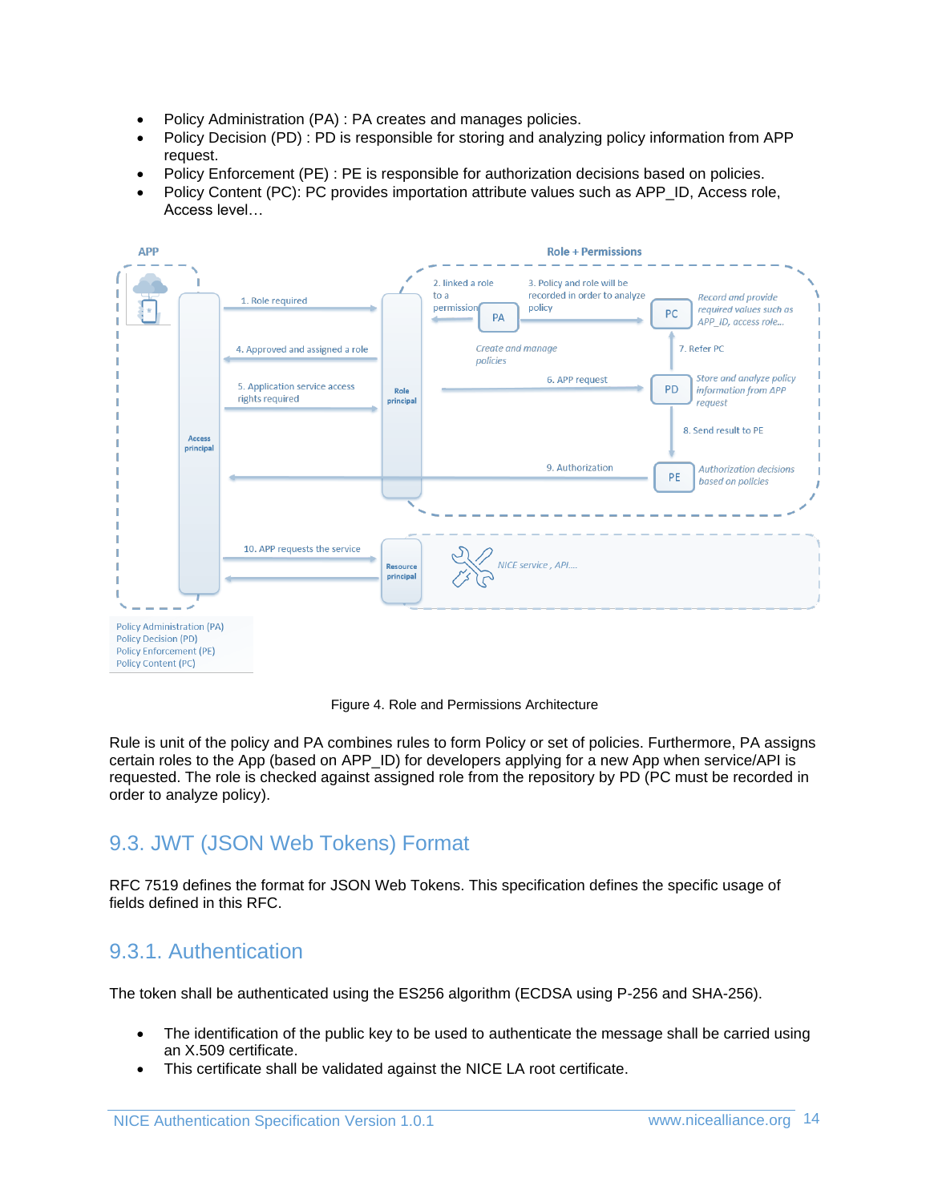- Policy Administration (PA) : PA creates and manages policies.
- Policy Decision (PD) : PD is responsible for storing and analyzing policy information from APP request.
- Policy Enforcement (PE) : PE is responsible for authorization decisions based on policies.
- Policy Content (PC): PC provides importation attribute values such as APP_ID, Access role, Access level…

Figure 4. Role and Permissions Architecture

Rule is unit of the policy and PA combines rules to form Policy or set of policies. Furthermore, PA assigns certain roles to the App (based on APP_ID) for developers applying for a new App when service/API is requested. The role is checked against assigned role from the repository by PD (PC must be recorded in order to analyze policy).

## 9.3. JWT (JSON Web Tokens) Format

RFC 7519 defines the format for JSON Web Tokens. This specification defines the specific usage of fields defined in this RFC.

### 9.3.1. Authentication

The token shall be authenticated using the ES256 algorithm (ECDSA using P-256 and SHA-256).

- The identification of the public key to be used to authenticate the message shall be carried using an X.509 certificate.
- This certificate shall be validated against the NICE LA root certificate.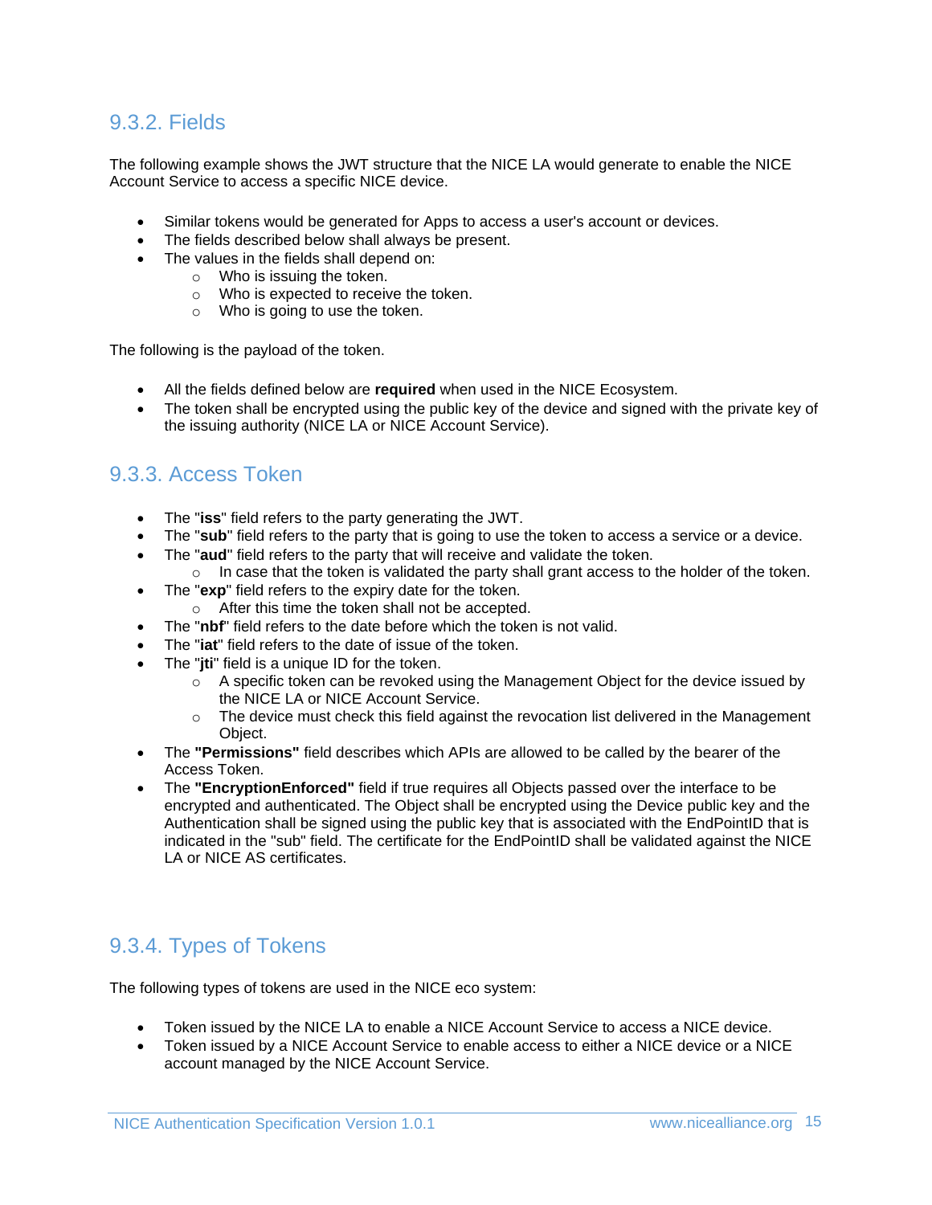### 9.3.2. Fields

The following example shows the JWT structure that the NICE LA would generate to enable the NICE Account Service to access a specific NICE device.

- Similar tokens would be generated for Apps to access a user's account or devices.
- The fields described below shall always be present.
- The values in the fields shall depend on:
  - Who is issuing the token.
  - Who is expected to receive the token.
  - Who is going to use the token.

The following is the payload of the token.

- All the fields defined below are **required** when used in the NICE Ecosystem.
- The token shall be encrypted using the public key of the device and signed with the private key of the issuing authority (NICE LA or NICE Account Service).

### 9.3.3. Access Token

- The "**iss**" field refers to the party generating the JWT.
- The "**sub**" field refers to the party that is going to use the token to access a service or a device.
- The "**aud**" field refers to the party that will receive and validate the token.
  - In case that the token is validated the party shall grant access to the holder of the token.
- The "**exp**" field refers to the expiry date for the token.
  - After this time the token shall not be accepted.
- The "**nbf**" field refers to the date before which the token is not valid.
- The "**iat**" field refers to the date of issue of the token.
- The "**jti**" field is a unique ID for the token.
  - A specific token can be revoked using the Management Object for the device issued by the NICE LA or NICE Account Service.
  - The device must check this field against the revocation list delivered in the Management Object.
- The **"Permissions"** field describes which APIs are allowed to be called by the bearer of the Access Token.
- The **"EncryptionEnforced"** field if true requires all Objects passed over the interface to be encrypted and authenticated. The Object shall be encrypted using the Device public key and the Authentication shall be signed using the public key that is associated with the EndPointID that is indicated in the "sub" field. The certificate for the EndPointID shall be validated against the NICE LA or NICE AS certificates.

### 9.3.4. Types of Tokens

The following types of tokens are used in the NICE eco system:

- Token issued by the NICE LA to enable a NICE Account Service to access a NICE device.
- Token issued by a NICE Account Service to enable access to either a NICE device or a NICE account managed by the NICE Account Service.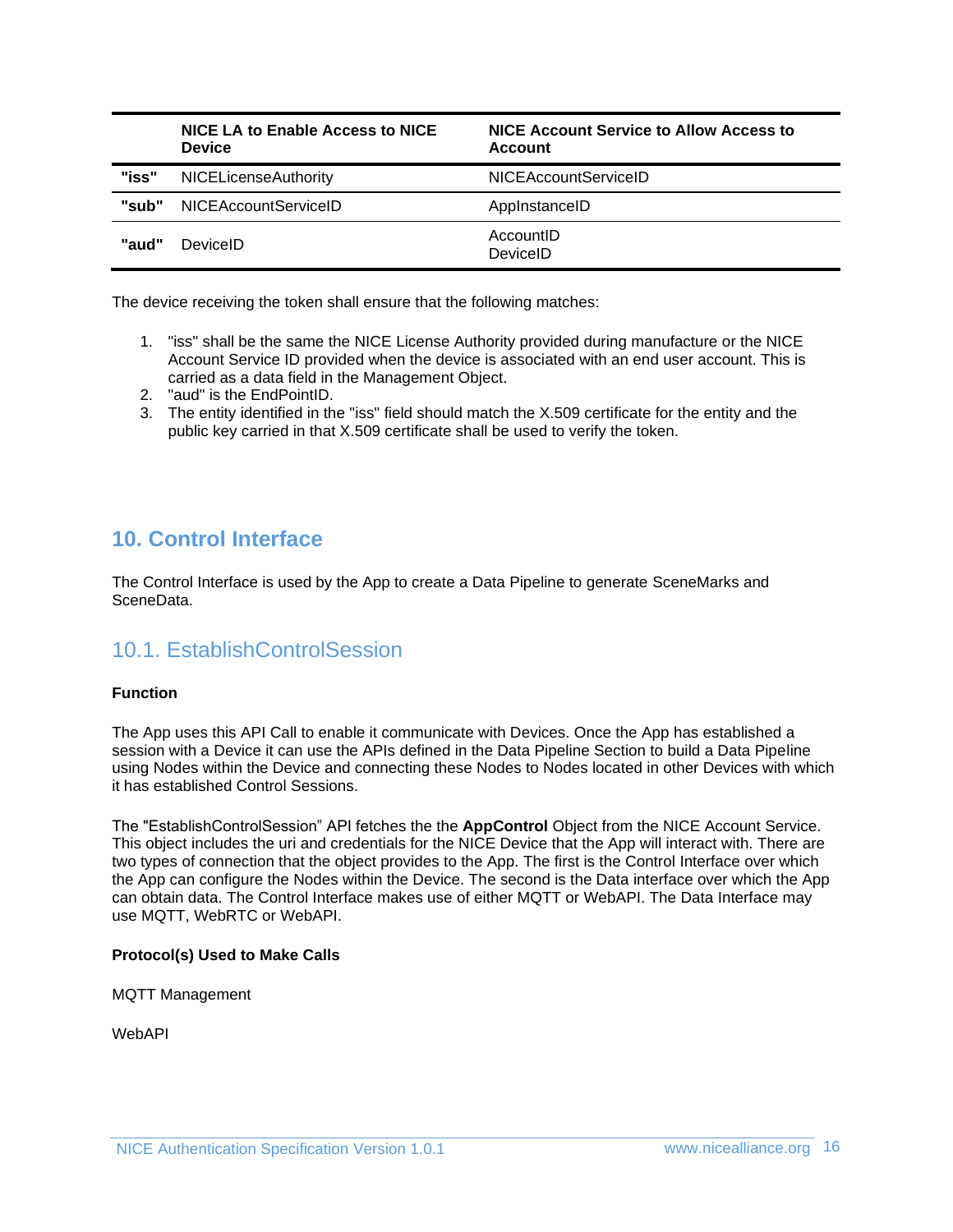| | NICE LA to Enable Access to NICE Device | NICE Account Service to Allow Access to Account |
|---|---|---|
| **"iss"** | NICELicenseAuthority | NICEAccountServiceID |
| **"sub"** | NICEAccountServiceID | AppInstanceID |
| **"aud"** | DeviceID | AccountID<br>DeviceID |

The device receiving the token shall ensure that the following matches:

1. "iss" shall be the same the NICE License Authority provided during manufacture or the NICE Account Service ID provided when the device is associated with an end user account. This is carried as a data field in the Management Object.
2. "aud" is the EndPointID.
3. The entity identified in the "iss" field should match the X.509 certificate for the entity and the public key carried in that X.509 certificate shall be used to verify the token.

# 10. Control Interface

The Control Interface is used by the App to create a Data Pipeline to generate SceneMarks and SceneData.

## 10.1. EstablishControlSession

**Function**

The App uses this API Call to enable it communicate with Devices. Once the App has established a session with a Device it can use the APIs defined in the Data Pipeline Section to build a Data Pipeline using Nodes within the Device and connecting these Nodes to Nodes located in other Devices with which it has established Control Sessions.

The "EstablishControlSession" API fetches the the **AppControl** Object from the NICE Account Service. This object includes the uri and credentials for the NICE Device that the App will interact with. There are two types of connection that the object provides to the App. The first is the Control Interface over which the App can configure the Nodes within the Device. The second is the Data interface over which the App can obtain data. The Control Interface makes use of either MQTT or WebAPI. The Data Interface may use MQTT, WebRTC or WebAPI.

**Protocol(s) Used to Make Calls**

MQTT Management

WebAPI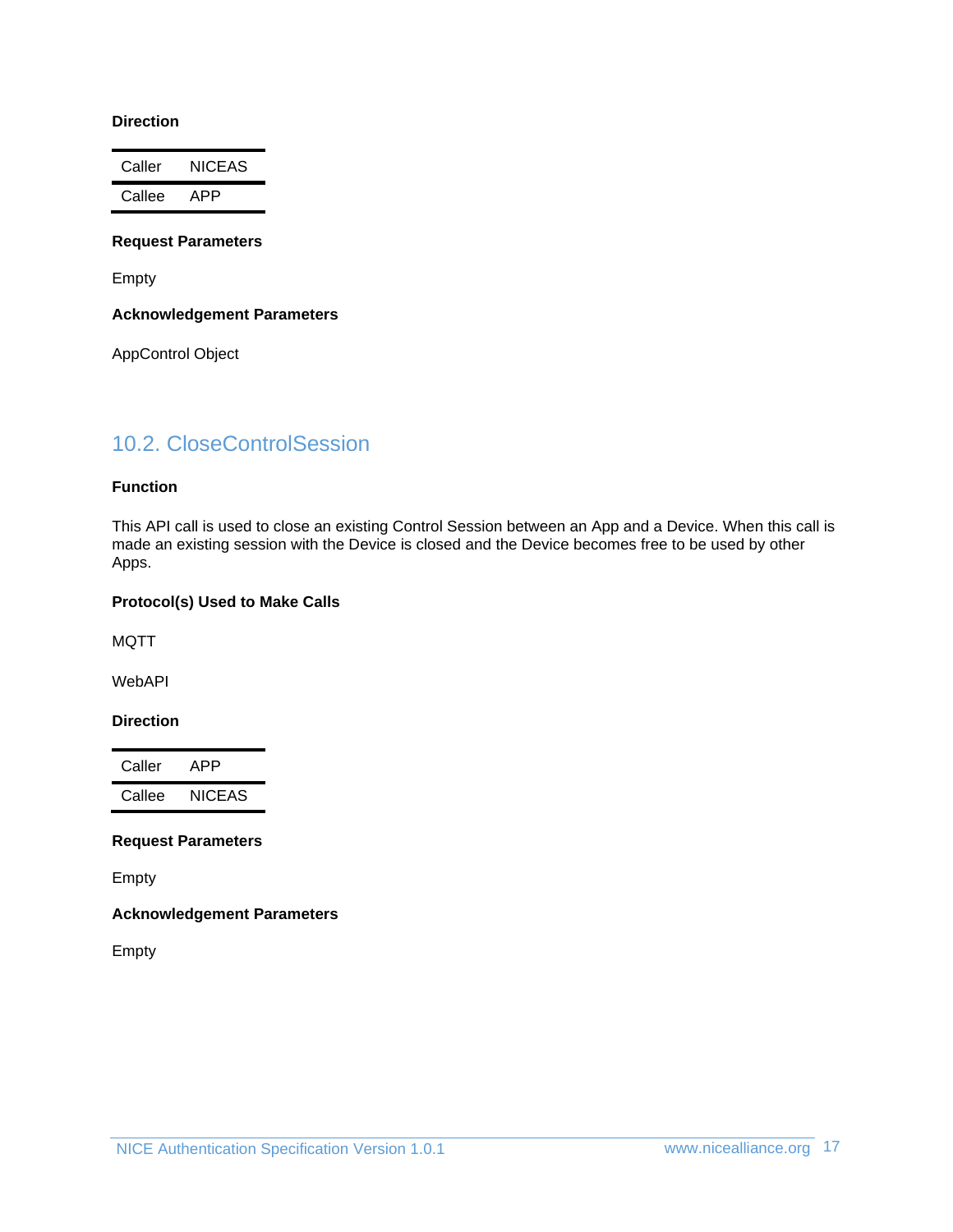**Direction**

| Caller | NICEAS |
|---|---|
| Callee | APP |

**Request Parameters**

Empty

**Acknowledgement Parameters**

AppControl Object

## 10.2. CloseControlSession

**Function**

This API call is used to close an existing Control Session between an App and a Device. When this call is made an existing session with the Device is closed and the Device becomes free to be used by other Apps.

**Protocol(s) Used to Make Calls**

MQTT

WebAPI

**Direction**

| Caller | APP |
|---|---|
| Callee | NICEAS |

**Request Parameters**

Empty

**Acknowledgement Parameters**

Empty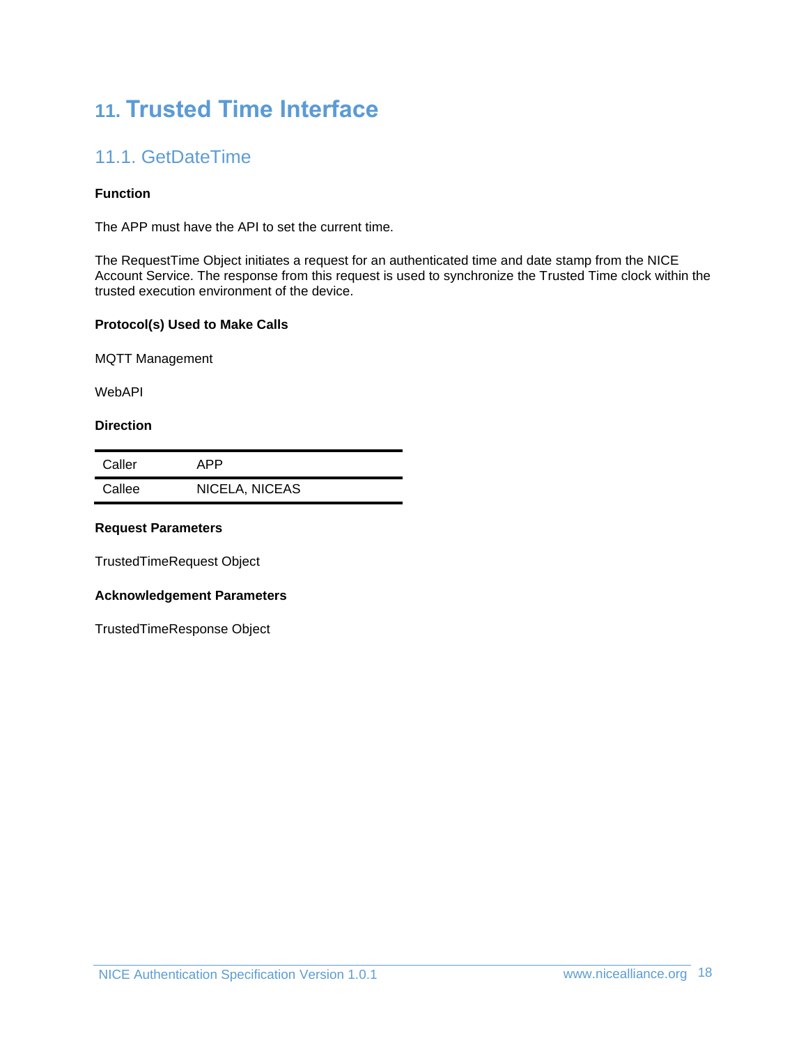# 11. Trusted Time Interface

## 11.1. GetDateTime

**Function**

The APP must have the API to set the current time.

The RequestTime Object initiates a request for an authenticated time and date stamp from the NICE Account Service. The response from this request is used to synchronize the Trusted Time clock within the trusted execution environment of the device.

**Protocol(s) Used to Make Calls**

MQTT Management

WebAPI

**Direction**

| | |
|---|---|
| Caller | APP |
| Callee | NICELA, NICEAS |

**Request Parameters**

TrustedTimeRequest Object

**Acknowledgement Parameters**

TrustedTimeResponse Object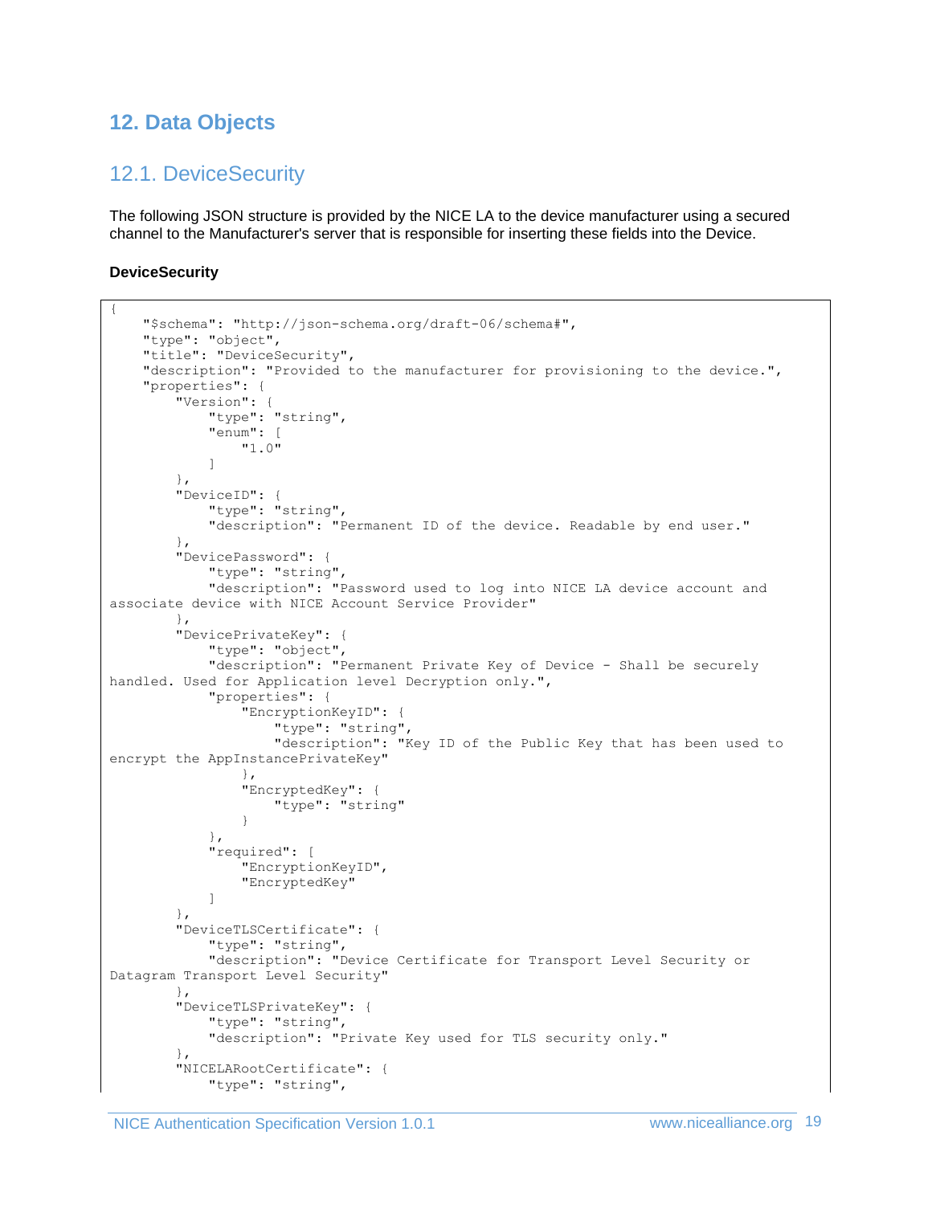# 12. Data Objects

## 12.1. DeviceSecurity

The following JSON structure is provided by the NICE LA to the device manufacturer using a secured channel to the Manufacturer's server that is responsible for inserting these fields into the Device.

**DeviceSecurity**

```
{
    "$schema": "http://json-schema.org/draft-06/schema#",
    "type": "object",
    "title": "DeviceSecurity",
    "description": "Provided to the manufacturer for provisioning to the device.",
    "properties": {
        "Version": {
            "type": "string",
            "enum": [
                "1.0"
            ]
        },
        "DeviceID": {
            "type": "string",
            "description": "Permanent ID of the device. Readable by end user."
        },
        "DevicePassword": {
            "type": "string",
            "description": "Password used to log into NICE LA device account and 
associate device with NICE Account Service Provider"
        },
        "DevicePrivateKey": {
            "type": "object",
            "description": "Permanent Private Key of Device - Shall be securely 
handled. Used for Application level Decryption only.",
            "properties": {
                "EncryptionKeyID": {
                    "type": "string",
                    "description": "Key ID of the Public Key that has been used to 
encrypt the AppInstancePrivateKey"
                },
                "EncryptedKey": {
                    "type": "string"
                }
            },
            "required": [
                "EncryptionKeyID",
                "EncryptedKey"
            ]
        },
        "DeviceTLSCertificate": {
            "type": "string",
            "description": "Device Certificate for Transport Level Security or 
Datagram Transport Level Security"
        },
        "DeviceTLSPrivateKey": {
            "type": "string",
            "description": "Private Key used for TLS security only."
        },
        "NICELARootCertificate": {
            "type": "string",
```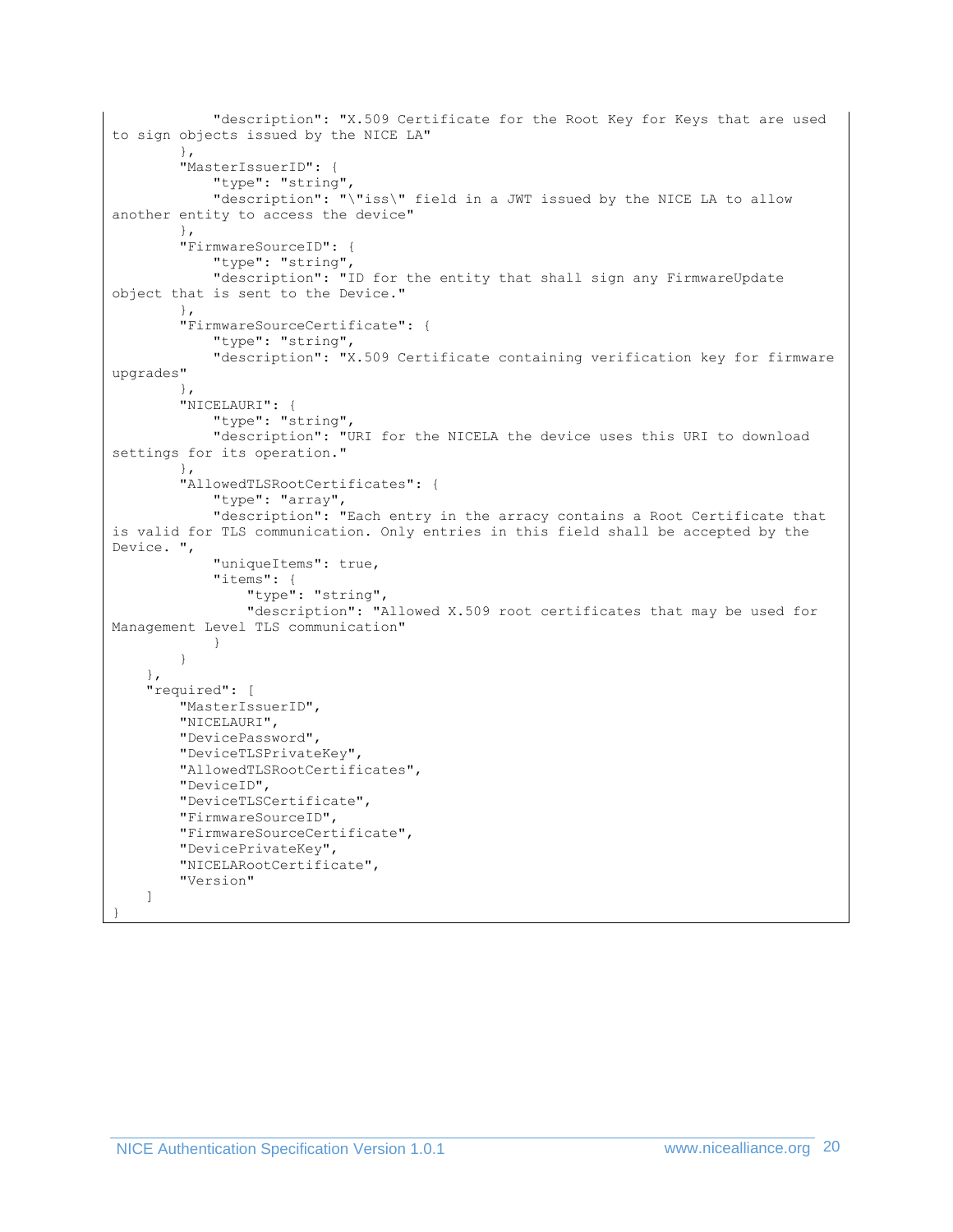```
            "description": "X.509 Certificate for the Root Key for Keys that are used
to sign objects issued by the NICE LA"
        },
        "MasterIssuerID": {
            "type": "string",
            "description": "\"iss\" field in a JWT issued by the NICE LA to allow
another entity to access the device"
        },
        "FirmwareSourceID": {
            "type": "string",
            "description": "ID for the entity that shall sign any FirmwareUpdate
object that is sent to the Device."
        },
        "FirmwareSourceCertificate": {
            "type": "string",
            "description": "X.509 Certificate containing verification key for firmware
upgrades"
        },
        "NICELAURI": {
            "type": "string",
            "description": "URI for the NICELA the device uses this URI to download
settings for its operation."
        },
        "AllowedTLSRootCertificates": {
            "type": "array",
            "description": "Each entry in the array contains a Root Certificate that
is valid for TLS communication. Only entries in this field shall be accepted by the
Device. ",
            "uniqueItems": true,
            "items": {
                "type": "string",
                "description": "Allowed X.509 root certificates that may be used for
Management Level TLS communication"
            }
        }
    },
    "required": [
        "MasterIssuerID",
        "NICELAURI",
        "DevicePassword",
        "DeviceTLSPrivateKey",
        "AllowedTLSRootCertificates",
        "DeviceID",
        "DeviceTLSCertificate",
        "FirmwareSourceID",
        "FirmwareSourceCertificate",
        "DevicePrivateKey",
        "NICELARootCertificate",
        "Version"
    ]
}
```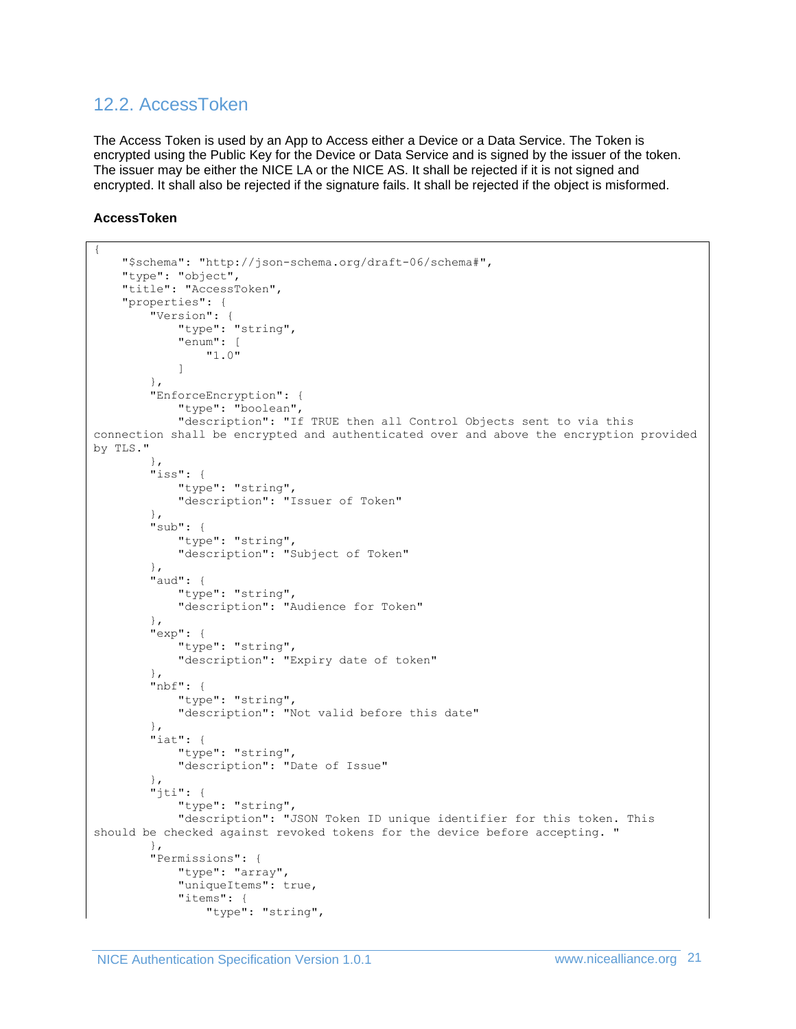## 12.2. AccessToken

The Access Token is used by an App to Access either a Device or a Data Service. The Token is encrypted using the Public Key for the Device or Data Service and is signed by the issuer of the token. The issuer may be either the NICE LA or the NICE AS. It shall be rejected if it is not signed and encrypted. It shall also be rejected if the signature fails. It shall be rejected if the object is misformed.

**AccessToken**

```
{
    "$schema": "http://json-schema.org/draft-06/schema#",
    "type": "object",
    "title": "AccessToken",
    "properties": {
        "Version": {
            "type": "string",
            "enum": [
                "1.0"
            ]
        },
        "EnforceEncryption": {
            "type": "boolean",
            "description": "If TRUE then all Control Objects sent to via this 
connection shall be encrypted and authenticated over and above the encryption provided 
by TLS."
        },
        "iss": {
            "type": "string",
            "description": "Issuer of Token"
        },
        "sub": {
            "type": "string",
            "description": "Subject of Token"
        },
        "aud": {
            "type": "string",
            "description": "Audience for Token"
        },
        "exp": {
            "type": "string",
            "description": "Expiry date of token"
        },
        "nbf": {
            "type": "string",
            "description": "Not valid before this date"
        },
        "iat": {
            "type": "string",
            "description": "Date of Issue"
        },
        "jti": {
            "type": "string",
            "description": "JSON Token ID unique identifier for this token. This 
should be checked against revoked tokens for the device before accepting. "
        },
        "Permissions": {
            "type": "array",
            "uniqueItems": true,
            "items": {
                "type": "string",
```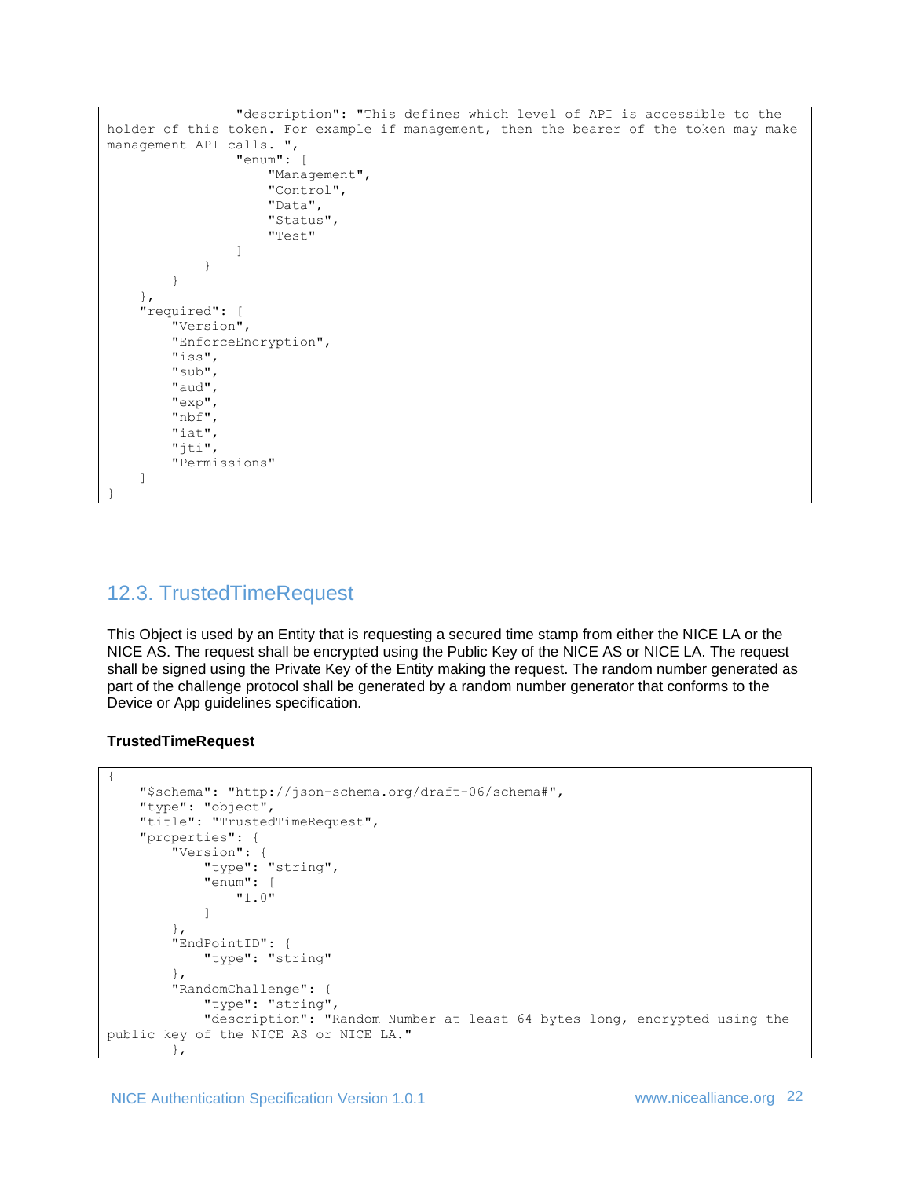```
                "description": "This defines which level of API is accessible to the holder of this token. For example if management, then the bearer of the token may make management API calls. ",
                "enum": [
                    "Management",
                    "Control",
                    "Data",
                    "Status",
                    "Test"
                ]
            }
        }
    },
    "required": [
        "Version",
        "EnforceEncryption",
        "iss",
        "sub",
        "aud",
        "exp",
        "nbf",
        "iat",
        "jti",
        "Permissions"
    ]
}
```

## 12.3. TrustedTimeRequest

This Object is used by an Entity that is requesting a secured time stamp from either the NICE LA or the NICE AS. The request shall be encrypted using the Public Key of the NICE AS or NICE LA. The request shall be signed using the Private Key of the Entity making the request. The random number generated as part of the challenge protocol shall be generated by a random number generator that conforms to the Device or App guidelines specification.

**TrustedTimeRequest**

```
{
    "$schema": "http://json-schema.org/draft-06/schema#",
    "type": "object",
    "title": "TrustedTimeRequest",
    "properties": {
        "Version": {
            "type": "string",
            "enum": [
                "1.0"
            ]
        },
        "EndPointID": {
            "type": "string"
        },
        "RandomChallenge": {
            "type": "string",
            "description": "Random Number at least 64 bytes long, encrypted using the public key of the NICE AS or NICE LA."
        },
```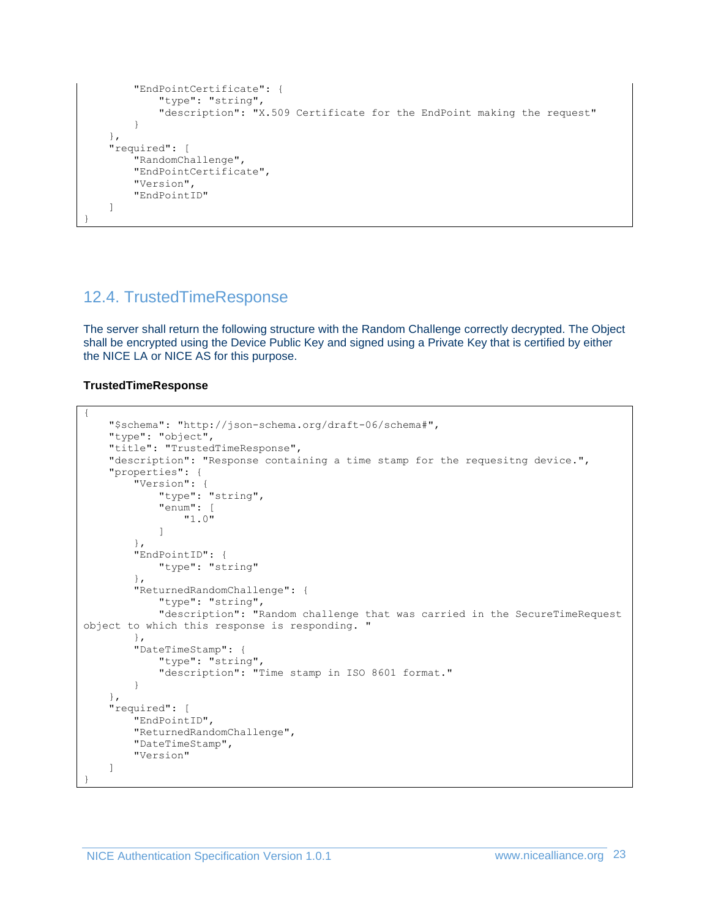```
        "EndPointCertificate": {
            "type": "string",
            "description": "X.509 Certificate for the EndPoint making the request"
        }
    },
    "required": [
        "RandomChallenge",
        "EndPointCertificate",
        "Version",
        "EndPointID"
    ]
}
```

## 12.4. TrustedTimeResponse

The server shall return the following structure with the Random Challenge correctly decrypted. The Object shall be encrypted using the Device Public Key and signed using a Private Key that is certified by either the NICE LA or NICE AS for this purpose.

**TrustedTimeResponse**

```
{
    "$schema": "http://json-schema.org/draft-06/schema#",
    "type": "object",
    "title": "TrustedTimeResponse",
    "description": "Response containing a time stamp for the requesitng device.",
    "properties": {
        "Version": {
            "type": "string",
            "enum": [
                "1.0"
            ]
        },
        "EndPointID": {
            "type": "string"
        },
        "ReturnedRandomChallenge": {
            "type": "string",
            "description": "Random challenge that was carried in the SecureTimeRequest
object to which this response is responding. "
        },
        "DateTimeStamp": {
            "type": "string",
            "description": "Time stamp in ISO 8601 format."
        }
    },
    "required": [
        "EndPointID",
        "ReturnedRandomChallenge",
        "DateTimeStamp",
        "Version"
    ]
}
```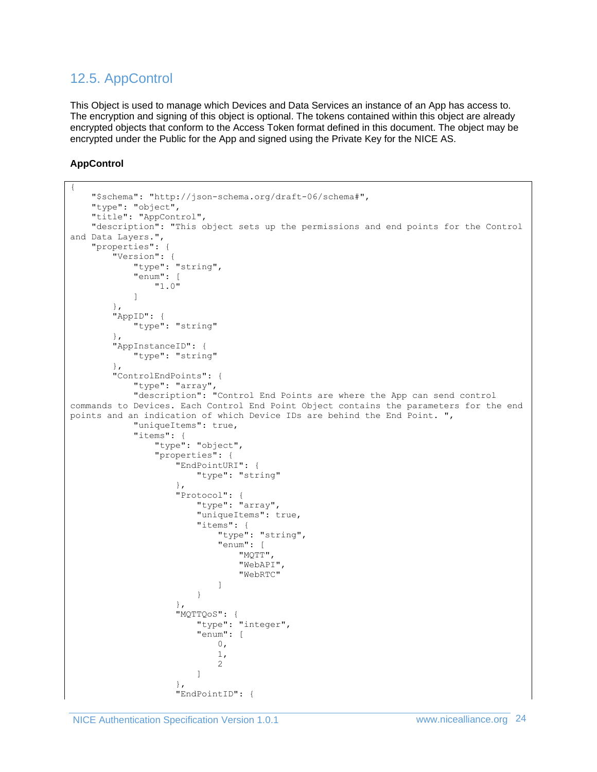## 12.5. AppControl

This Object is used to manage which Devices and Data Services an instance of an App has access to. The encryption and signing of this object is optional. The tokens contained within this object are already encrypted objects that conform to the Access Token format defined in this document. The object may be encrypted under the Public for the App and signed using the Private Key for the NICE AS.

**AppControl**

```
{
    "$schema": "http://json-schema.org/draft-06/schema#",
    "type": "object",
    "title": "AppControl",
    "description": "This object sets up the permissions and end points for the Control
and Data Layers.",
    "properties": {
        "Version": {
            "type": "string",
            "enum": [
                "1.0"
            ]
        },
        "AppID": {
            "type": "string"
        },
        "AppInstanceID": {
            "type": "string"
        },
        "ControlEndPoints": {
            "type": "array",
            "description": "Control End Points are where the App can send control
commands to Devices. Each Control End Point Object contains the parameters for the end
points and an indication of which Device IDs are behind the End Point. ",
            "uniqueItems": true,
            "items": {
                "type": "object",
                "properties": {
                    "EndPointURI": {
                        "type": "string"
                    },
                    "Protocol": {
                        "type": "array",
                        "uniqueItems": true,
                        "items": {
                            "type": "string",
                            "enum": [
                                "MQTT",
                                "WebAPI",
                                "WebRTC"
                            ]
                        }
                    },
                    "MQTTQoS": {
                        "type": "integer",
                        "enum": [
                            0,
                            1,
                            2
                        ]
                    },
                    "EndPointID": {
```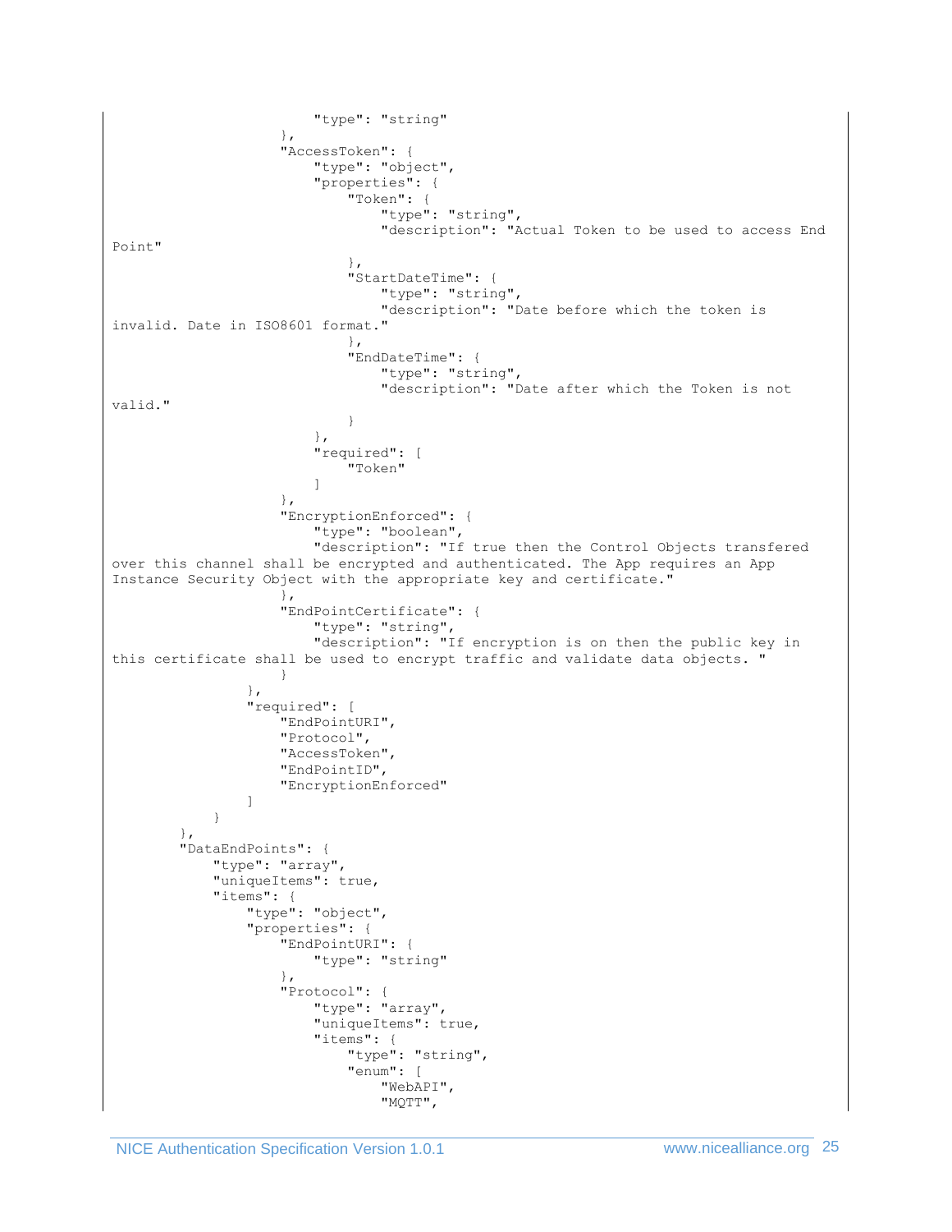```
                        "type": "string"
                    },
                    "AccessToken": {
                        "type": "object",
                        "properties": {
                            "Token": {
                                "type": "string",
                                "description": "Actual Token to be used to access End
Point"
                            },
                            "StartDateTime": {
                                "type": "string",
                                "description": "Date before which the token is
invalid. Date in ISO8601 format."
                            },
                            "EndDateTime": {
                                "type": "string",
                                "description": "Date after which the Token is not
valid."
                            }
                        },
                        "required": [
                            "Token"
                        ]
                    },
                    "EncryptionEnforced": {
                        "type": "boolean",
                        "description": "If true then the Control Objects transfered
over this channel shall be encrypted and authenticated. The App requires an App
Instance Security Object with the appropriate key and certificate."
                    },
                    "EndPointCertificate": {
                        "type": "string",
                        "description": "If encryption is on then the public key in
this certificate shall be used to encrypt traffic and validate data objects. "
                    }
                },
                "required": [
                    "EndPointURI",
                    "Protocol",
                    "AccessToken",
                    "EndPointID",
                    "EncryptionEnforced"
                ]
            }
        },
        "DataEndPoints": {
            "type": "array",
            "uniqueItems": true,
            "items": {
                "type": "object",
                "properties": {
                    "EndPointURI": {
                        "type": "string"
                    },
                    "Protocol": {
                        "type": "array",
                        "uniqueItems": true,
                        "items": {
                            "type": "string",
                            "enum": [
                                "WebAPI",
                                "MQTT",
```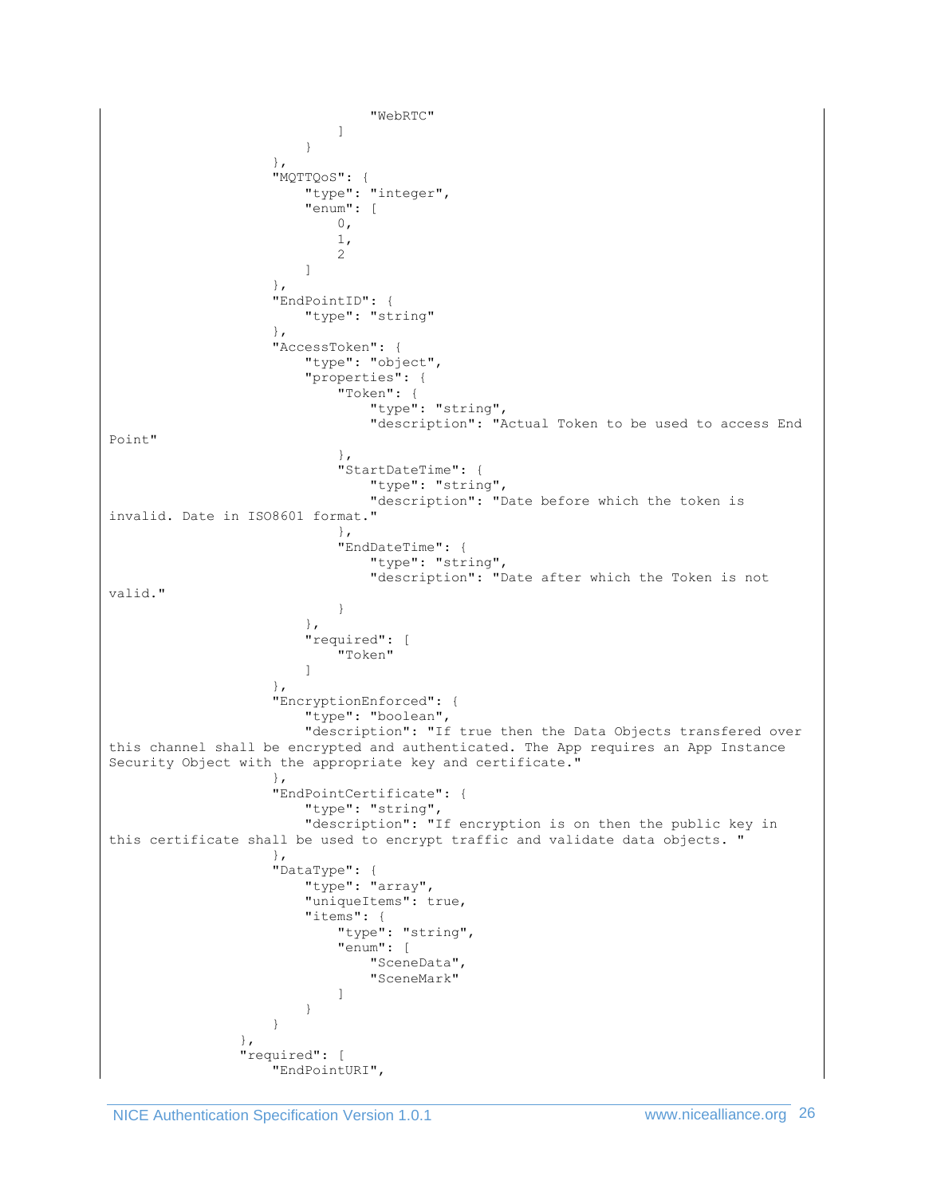```
                                    "WebRTC"
                                ]
                            }
                        },
                        "MQTTQoS": {
                            "type": "integer",
                            "enum": [
                                0,
                                1,
                                2
                            ]
                        },
                        "EndPointID": {
                            "type": "string"
                        },
                        "AccessToken": {
                            "type": "object",
                            "properties": {
                                "Token": {
                                    "type": "string",
                                    "description": "Actual Token to be used to access End
Point"
                                },
                                "StartDateTime": {
                                    "type": "string",
                                    "description": "Date before which the token is
invalid. Date in ISO8601 format."
                                },
                                "EndDateTime": {
                                    "type": "string",
                                    "description": "Date after which the Token is not
valid."
                                }
                            },
                            "required": [
                                "Token"
                            ]
                        },
                        "EncryptionEnforced": {
                            "type": "boolean",
                            "description": "If true then the Data Objects transfered over
this channel shall be encrypted and authenticated. The App requires an App Instance
Security Object with the appropriate key and certificate."
                        },
                        "EndPointCertificate": {
                            "type": "string",
                            "description": "If encryption is on then the public key in
this certificate shall be used to encrypt traffic and validate data objects. "
                        },
                        "DataType": {
                            "type": "array",
                            "uniqueItems": true,
                            "items": {
                                "type": "string",
                                "enum": [
                                    "SceneData",
                                    "SceneMark"
                                ]
                            }
                        }
                    },
                    "required": [
                        "EndPointURI",
```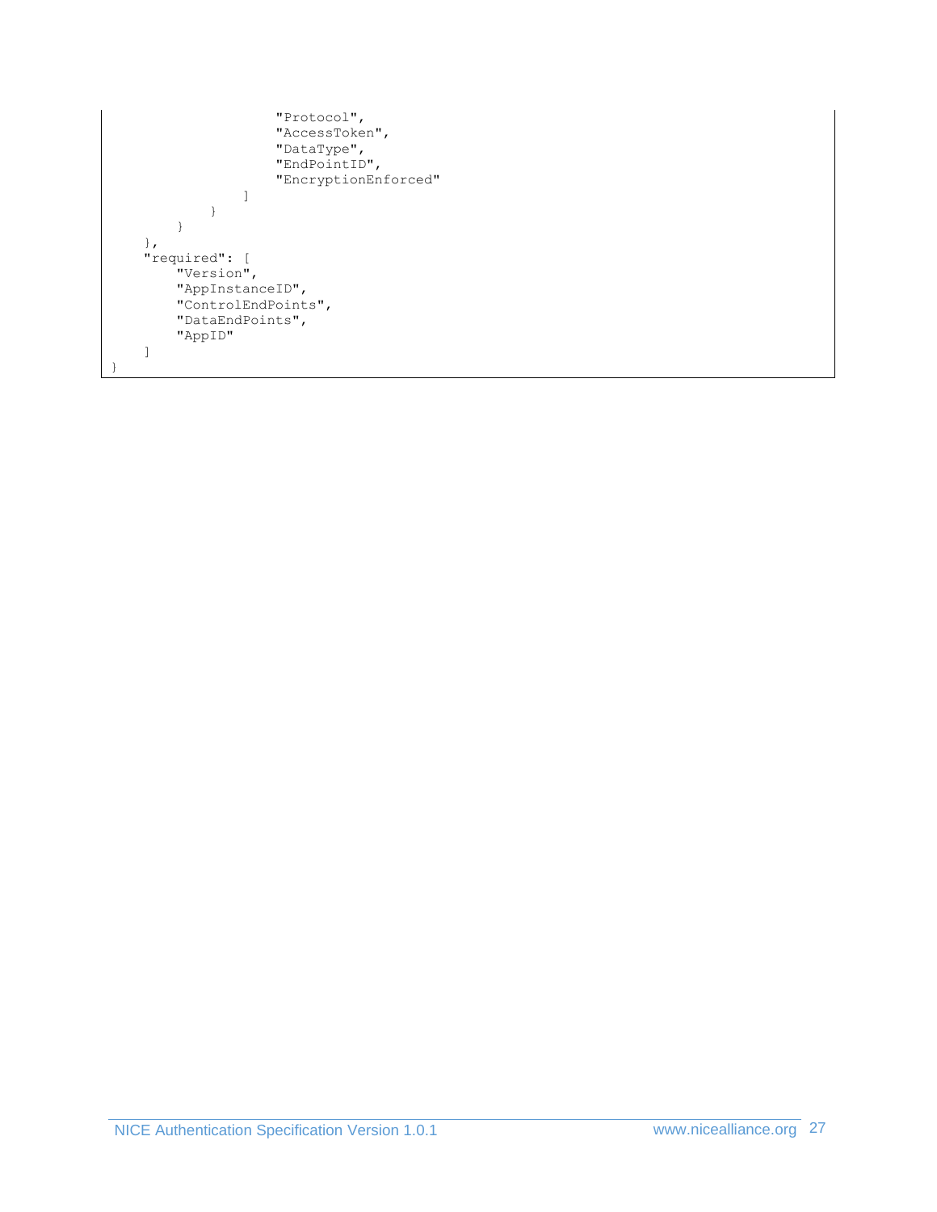```
                    "Protocol",
                    "AccessToken",
                    "DataType",
                    "EndPointID",
                    "EncryptionEnforced"
                ]
            }
        }
    },
    "required": [
        "Version",
        "AppInstanceID",
        "ControlEndPoints",
        "DataEndPoints",
        "AppID"
    ]
}
```